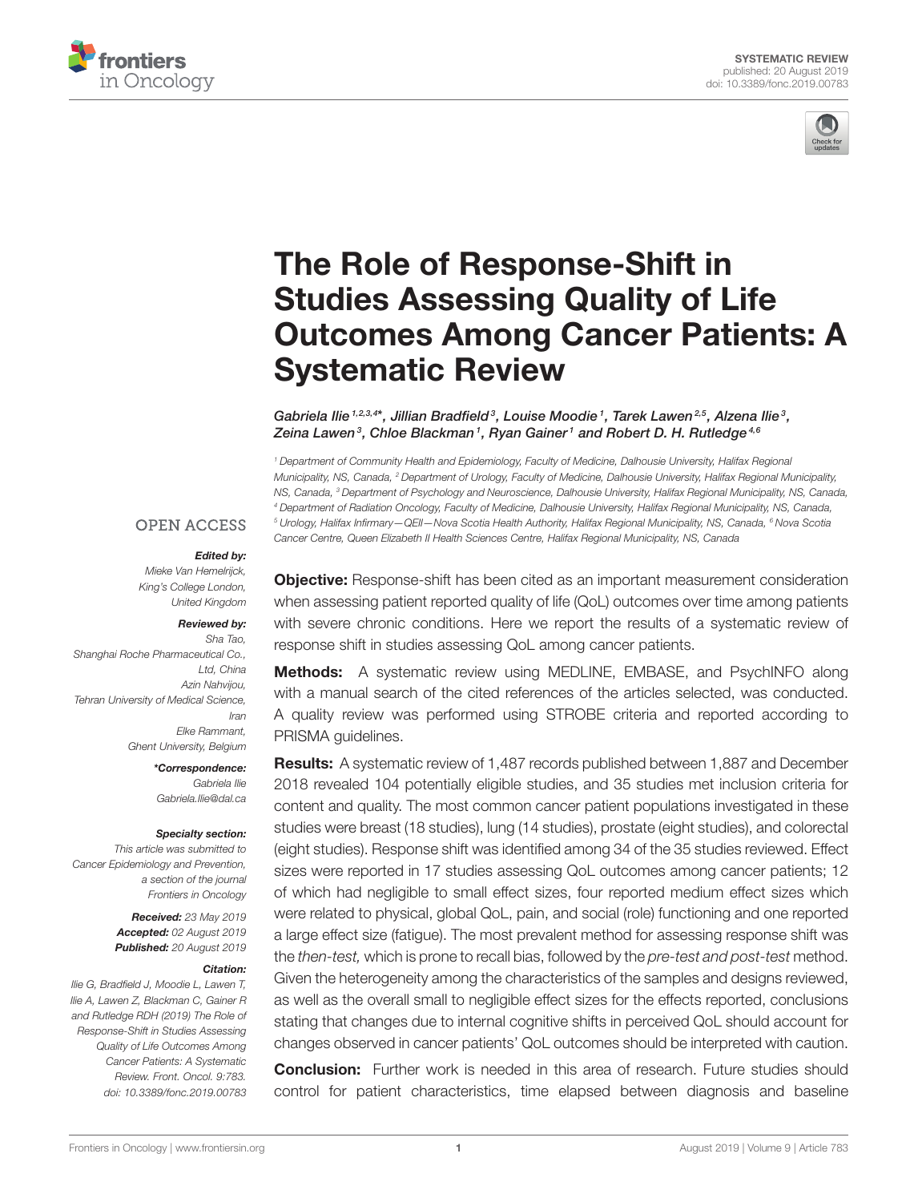SYSTEMATIC REVIEW
published: 20 August 2019
doi: 10.3389/fonc.2019.00783

# The Role of Response-Shift in Studies Assessing Quality of Life Outcomes Among Cancer Patients: A Systematic Review

*Gabriela Ilie[1,2,3,4]\*, Jillian Bradfield[3], Louise Moodie[1], Tarek Lawen[2,5], Alzena Ilie[3], Zeina Lawen[3], Chloe Blackman[1], Ryan Gainer[1] and Robert D. H. Rutledge[4,6]*

[1] Department of Community Health and Epidemiology, Faculty of Medicine, Dalhousie University, Halifax Regional Municipality, NS, Canada, [2] Department of Urology, Faculty of Medicine, Dalhousie University, Halifax Regional Municipality, NS, Canada, [3] Department of Psychology and Neuroscience, Dalhousie University, Halifax Regional Municipality, NS, Canada, [4] Department of Radiation Oncology, Faculty of Medicine, Dalhousie University, Halifax Regional Municipality, NS, Canada, [5] Urology, Halifax Infirmary—QEII—Nova Scotia Health Authority, Halifax Regional Municipality, NS, Canada, [6] Nova Scotia Cancer Centre, Queen Elizabeth II Health Sciences Centre, Halifax Regional Municipality, NS, Canada

OPEN ACCESS

***Edited by:***
*Mieke Van Hemelrijck, King's College London, United Kingdom*

***Reviewed by:***
*Sha Tao, Shanghai Roche Pharmaceutical Co., Ltd, China*
*Azin Nahvijou, Tehran University of Medical Science, Iran*
*Elke Rammant, Ghent University, Belgium*

***\*Correspondence:***
*Gabriela Ilie*
*Gabriela.Ilie@dal.ca*

***Specialty section:***
*This article was submitted to Cancer Epidemiology and Prevention, a section of the journal Frontiers in Oncology*

***Received:*** *23 May 2019*
***Accepted:*** *02 August 2019*
***Published:*** *20 August 2019*

***Citation:***
*Ilie G, Bradfield J, Moodie L, Lawen T, Ilie A, Lawen Z, Blackman C, Gainer R and Rutledge RDH (2019) The Role of Response-Shift in Studies Assessing Quality of Life Outcomes Among Cancer Patients: A Systematic Review. Front. Oncol. 9:783. doi: 10.3389/fonc.2019.00783*

**Objective:** Response-shift has been cited as an important measurement consideration when assessing patient reported quality of life (QoL) outcomes over time among patients with severe chronic conditions. Here we report the results of a systematic review of response shift in studies assessing QoL among cancer patients.

**Methods:** A systematic review using MEDLINE, EMBASE, and PsychINFO along with a manual search of the cited references of the articles selected, was conducted. A quality review was performed using STROBE criteria and reported according to PRISMA guidelines.

**Results:** A systematic review of 1,487 records published between 1,887 and December 2018 revealed 104 potentially eligible studies, and 35 studies met inclusion criteria for content and quality. The most common cancer patient populations investigated in these studies were breast (18 studies), lung (14 studies), prostate (eight studies), and colorectal (eight studies). Response shift was identified among 34 of the 35 studies reviewed. Effect sizes were reported in 17 studies assessing QoL outcomes among cancer patients; 12 of which had negligible to small effect sizes, four reported medium effect sizes which were related to physical, global QoL, pain, and social (role) functioning and one reported a large effect size (fatigue). The most prevalent method for assessing response shift was the *then-test,* which is prone to recall bias, followed by the *pre-test and post-test* method. Given the heterogeneity among the characteristics of the samples and designs reviewed, as well as the overall small to negligible effect sizes for the effects reported, conclusions stating that changes due to internal cognitive shifts in perceived QoL should account for changes observed in cancer patients' QoL outcomes should be interpreted with caution.

**Conclusion:** Further work is needed in this area of research. Future studies should control for patient characteristics, time elapsed between diagnosis and baseline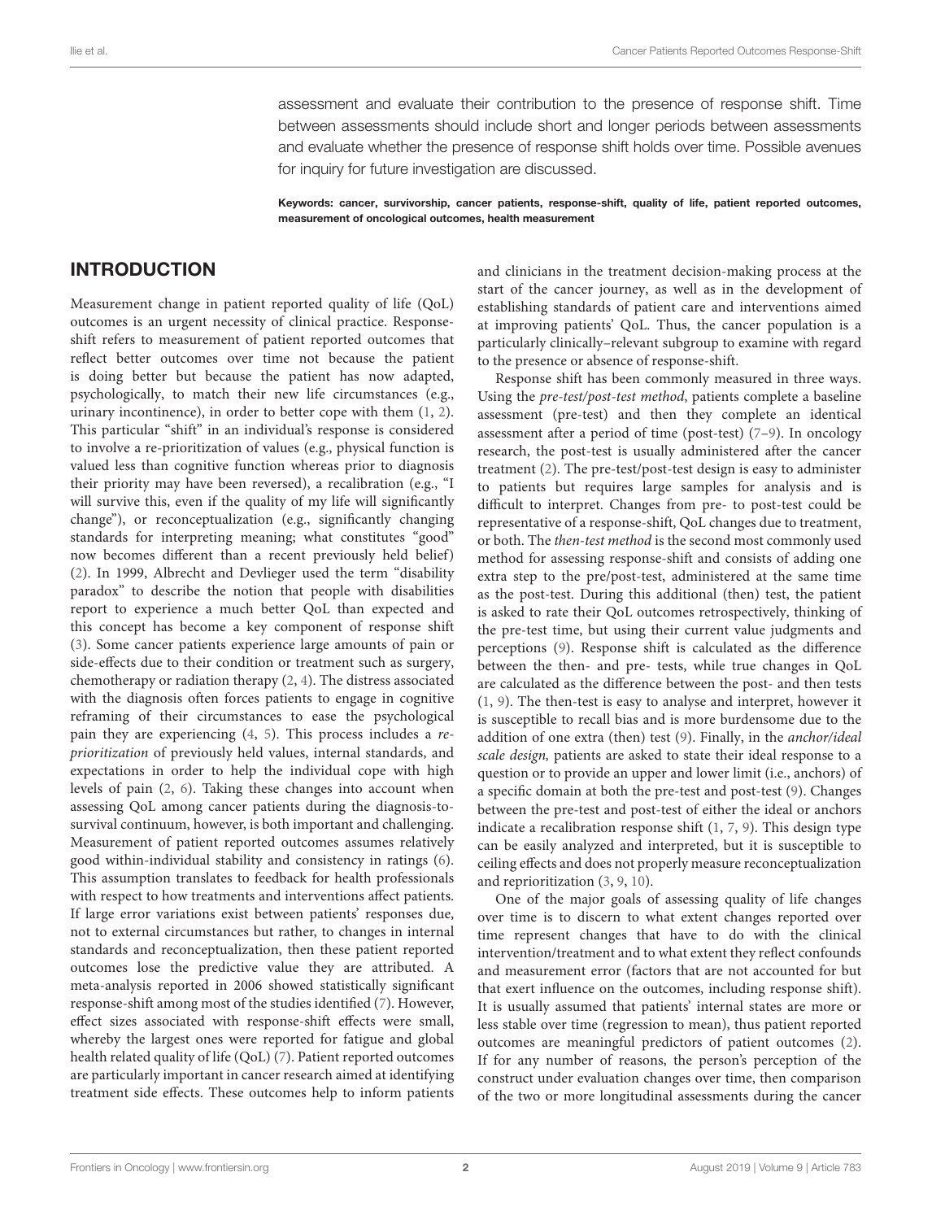assessment and evaluate their contribution to the presence of response shift. Time between assessments should include short and longer periods between assessments and evaluate whether the presence of response shift holds over time. Possible avenues for inquiry for future investigation are discussed.

**Keywords: cancer, survivorship, cancer patients, response-shift, quality of life, patient reported outcomes, measurement of oncological outcomes, health measurement**

## INTRODUCTION

Measurement change in patient reported quality of life (QoL) outcomes is an urgent necessity of clinical practice. Response-shift refers to measurement of patient reported outcomes that reflect better outcomes over time not because the patient is doing better but because the patient has now adapted, psychologically, to match their new life circumstances (e.g., urinary incontinence), in order to better cope with them (1, 2). This particular "shift" in an individual's response is considered to involve a re-prioritization of values (e.g., physical function is valued less than cognitive function whereas prior to diagnosis their priority may have been reversed), a recalibration (e.g., "I will survive this, even if the quality of my life will significantly change"), or reconceptualization (e.g., significantly changing standards for interpreting meaning; what constitutes "good" now becomes different than a recent previously held belief) (2). In 1999, Albrecht and Devlieger used the term "disability paradox" to describe the notion that people with disabilities report to experience a much better QoL than expected and this concept has become a key component of response shift (3). Some cancer patients experience large amounts of pain or side-effects due to their condition or treatment such as surgery, chemotherapy or radiation therapy (2, 4). The distress associated with the diagnosis often forces patients to engage in cognitive reframing of their circumstances to ease the psychological pain they are experiencing (4, 5). This process includes a *re-prioritization* of previously held values, internal standards, and expectations in order to help the individual cope with high levels of pain (2, 6). Taking these changes into account when assessing QoL among cancer patients during the diagnosis-to-survival continuum, however, is both important and challenging. Measurement of patient reported outcomes assumes relatively good within-individual stability and consistency in ratings (6). This assumption translates to feedback for health professionals with respect to how treatments and interventions affect patients. If large error variations exist between patients' responses due, not to external circumstances but rather, to changes in internal standards and reconceptualization, then these patient reported outcomes lose the predictive value they are attributed. A meta-analysis reported in 2006 showed statistically significant response-shift among most of the studies identified (7). However, effect sizes associated with response-shift effects were small, whereby the largest ones were reported for fatigue and global health related quality of life (QoL) (7). Patient reported outcomes are particularly important in cancer research aimed at identifying treatment side effects. These outcomes help to inform patients and clinicians in the treatment decision-making process at the start of the cancer journey, as well as in the development of establishing standards of patient care and interventions aimed at improving patients' QoL. Thus, the cancer population is a particularly clinically–relevant subgroup to examine with regard to the presence or absence of response-shift.

Response shift has been commonly measured in three ways. Using the *pre-test/post-test method*, patients complete a baseline assessment (pre-test) and then they complete an identical assessment after a period of time (post-test) (7–9). In oncology research, the post-test is usually administered after the cancer treatment (2). The pre-test/post-test design is easy to administer to patients but requires large samples for analysis and is difficult to interpret. Changes from pre- to post-test could be representative of a response-shift, QoL changes due to treatment, or both. The *then-test method* is the second most commonly used method for assessing response-shift and consists of adding one extra step to the pre/post-test, administered at the same time as the post-test. During this additional (then) test, the patient is asked to rate their QoL outcomes retrospectively, thinking of the pre-test time, but using their current value judgments and perceptions (9). Response shift is calculated as the difference between the then- and pre- tests, while true changes in QoL are calculated as the difference between the post- and then tests (1, 9). The then-test is easy to analyse and interpret, however it is susceptible to recall bias and is more burdensome due to the addition of one extra (then) test (9). Finally, in the *anchor/ideal scale design,* patients are asked to state their ideal response to a question or to provide an upper and lower limit (i.e., anchors) of a specific domain at both the pre-test and post-test (9). Changes between the pre-test and post-test of either the ideal or anchors indicate a recalibration response shift (1, 7, 9). This design type can be easily analyzed and interpreted, but it is susceptible to ceiling effects and does not properly measure reconceptualization and reprioritization (3, 9, 10).

One of the major goals of assessing quality of life changes over time is to discern to what extent changes reported over time represent changes that have to do with the clinical intervention/treatment and to what extent they reflect confounds and measurement error (factors that are not accounted for but that exert influence on the outcomes, including response shift). It is usually assumed that patients' internal states are more or less stable over time (regression to mean), thus patient reported outcomes are meaningful predictors of patient outcomes (2). If for any number of reasons, the person's perception of the construct under evaluation changes over time, then comparison of the two or more longitudinal assessments during the cancer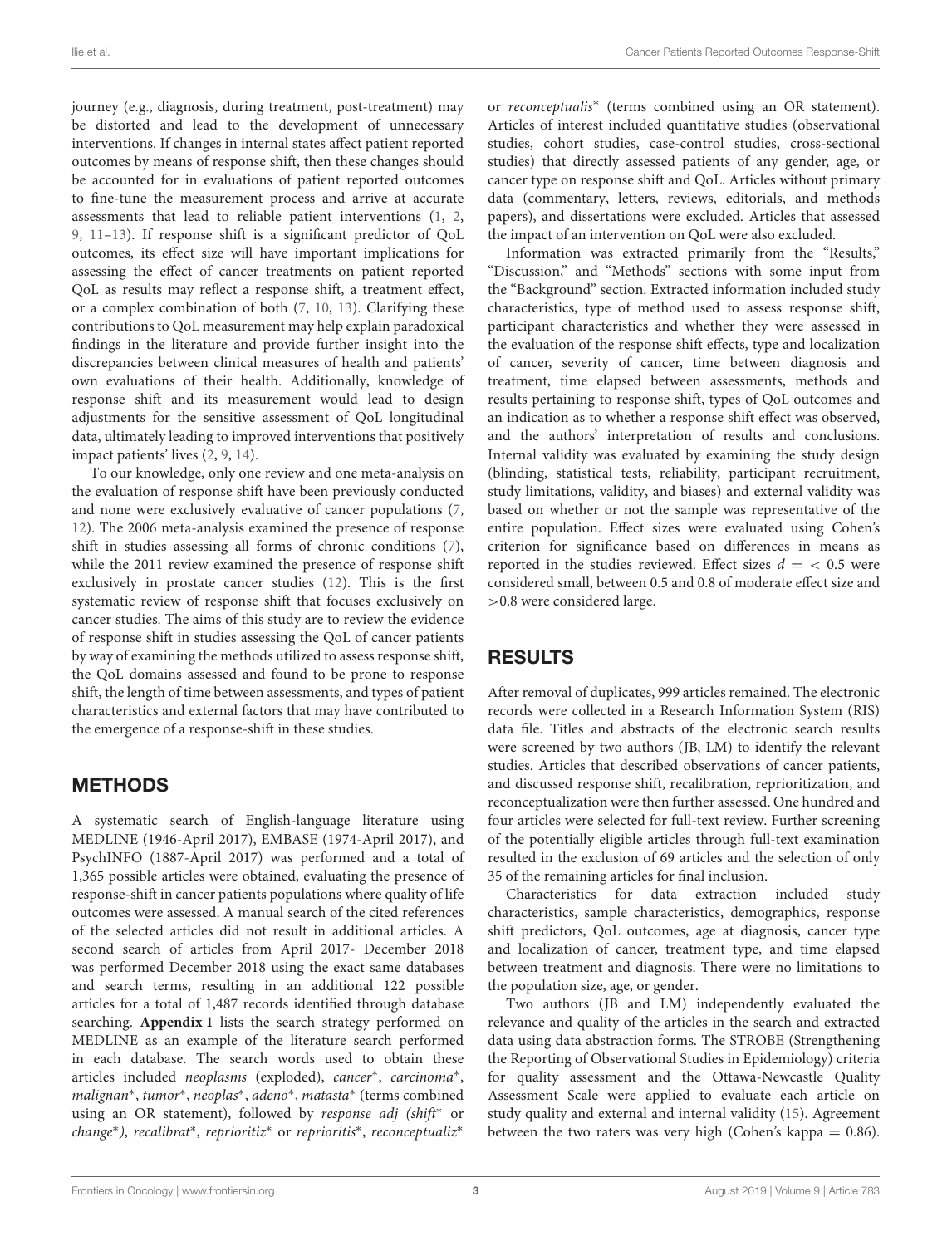journey (e.g., diagnosis, during treatment, post-treatment) may be distorted and lead to the development of unnecessary interventions. If changes in internal states affect patient reported outcomes by means of response shift, then these changes should be accounted for in evaluations of patient reported outcomes to fine-tune the measurement process and arrive at accurate assessments that lead to reliable patient interventions (1, 2, 9, 11–13). If response shift is a significant predictor of QoL outcomes, its effect size will have important implications for assessing the effect of cancer treatments on patient reported QoL as results may reflect a response shift, a treatment effect, or a complex combination of both (7, 10, 13). Clarifying these contributions to QoL measurement may help explain paradoxical findings in the literature and provide further insight into the discrepancies between clinical measures of health and patients' own evaluations of their health. Additionally, knowledge of response shift and its measurement would lead to design adjustments for the sensitive assessment of QoL longitudinal data, ultimately leading to improved interventions that positively impact patients' lives (2, 9, 14).

To our knowledge, only one review and one meta-analysis on the evaluation of response shift have been previously conducted and none were exclusively evaluative of cancer populations (7, 12). The 2006 meta-analysis examined the presence of response shift in studies assessing all forms of chronic conditions (7), while the 2011 review examined the presence of response shift exclusively in prostate cancer studies (12). This is the first systematic review of response shift that focuses exclusively on cancer studies. The aims of this study are to review the evidence of response shift in studies assessing the QoL of cancer patients by way of examining the methods utilized to assess response shift, the QoL domains assessed and found to be prone to response shift, the length of time between assessments, and types of patient characteristics and external factors that may have contributed to the emergence of a response-shift in these studies.

## METHODS

A systematic search of English-language literature using MEDLINE (1946-April 2017), EMBASE (1974-April 2017), and PsychINFO (1887-April 2017) was performed and a total of 1,365 possible articles were obtained, evaluating the presence of response-shift in cancer patients populations where quality of life outcomes were assessed. A manual search of the cited references of the selected articles did not result in additional articles. A second search of articles from April 2017- December 2018 was performed December 2018 using the exact same databases and search terms, resulting in an additional 122 possible articles for a total of 1,487 records identified through database searching. **Appendix 1** lists the search strategy performed on MEDLINE as an example of the literature search performed in each database. The search words used to obtain these articles included *neoplasms* (exploded), *cancer*\*, *carcinoma*\*, *malignan*\*, *tumor*\*, *neoplas*\*, *adeno*\*, *matasta*\* (terms combined using an OR statement), followed by *response adj (shift*\* or *change*\**)*, *recalibrat*\*, *reprioritiz*\* or *reprioritis*\*, *reconceptualiz*\* or *reconceptualis*\* (terms combined using an OR statement). Articles of interest included quantitative studies (observational studies, cohort studies, case-control studies, cross-sectional studies) that directly assessed patients of any gender, age, or cancer type on response shift and QoL. Articles without primary data (commentary, letters, reviews, editorials, and methods papers), and dissertations were excluded. Articles that assessed the impact of an intervention on QoL were also excluded.

Information was extracted primarily from the "Results," "Discussion," and "Methods" sections with some input from the "Background" section. Extracted information included study characteristics, type of method used to assess response shift, participant characteristics and whether they were assessed in the evaluation of the response shift effects, type and localization of cancer, severity of cancer, time between diagnosis and treatment, time elapsed between assessments, methods and results pertaining to response shift, types of QoL outcomes and an indication as to whether a response shift effect was observed, and the authors' interpretation of results and conclusions. Internal validity was evaluated by examining the study design (blinding, statistical tests, reliability, participant recruitment, study limitations, validity, and biases) and external validity was based on whether or not the sample was representative of the entire population. Effect sizes were evaluated using Cohen's criterion for significance based on differences in means as reported in the studies reviewed. Effect sizes $d = < 0.5$ were considered small, between 0.5 and 0.8 of moderate effect size and $>0.8$ were considered large.

## RESULTS

After removal of duplicates, 999 articles remained. The electronic records were collected in a Research Information System (RIS) data file. Titles and abstracts of the electronic search results were screened by two authors (JB, LM) to identify the relevant studies. Articles that described observations of cancer patients, and discussed response shift, recalibration, reprioritization, and reconceptualization were then further assessed. One hundred and four articles were selected for full-text review. Further screening of the potentially eligible articles through full-text examination resulted in the exclusion of 69 articles and the selection of only 35 of the remaining articles for final inclusion.

Characteristics for data extraction included study characteristics, sample characteristics, demographics, response shift predictors, QoL outcomes, age at diagnosis, cancer type and localization of cancer, treatment type, and time elapsed between treatment and diagnosis. There were no limitations to the population size, age, or gender.

Two authors (JB and LM) independently evaluated the relevance and quality of the articles in the search and extracted data using data abstraction forms. The STROBE (Strengthening the Reporting of Observational Studies in Epidemiology) criteria for quality assessment and the Ottawa-Newcastle Quality Assessment Scale were applied to evaluate each article on study quality and external and internal validity (15). Agreement between the two raters was very high (Cohen's kappa = 0.86).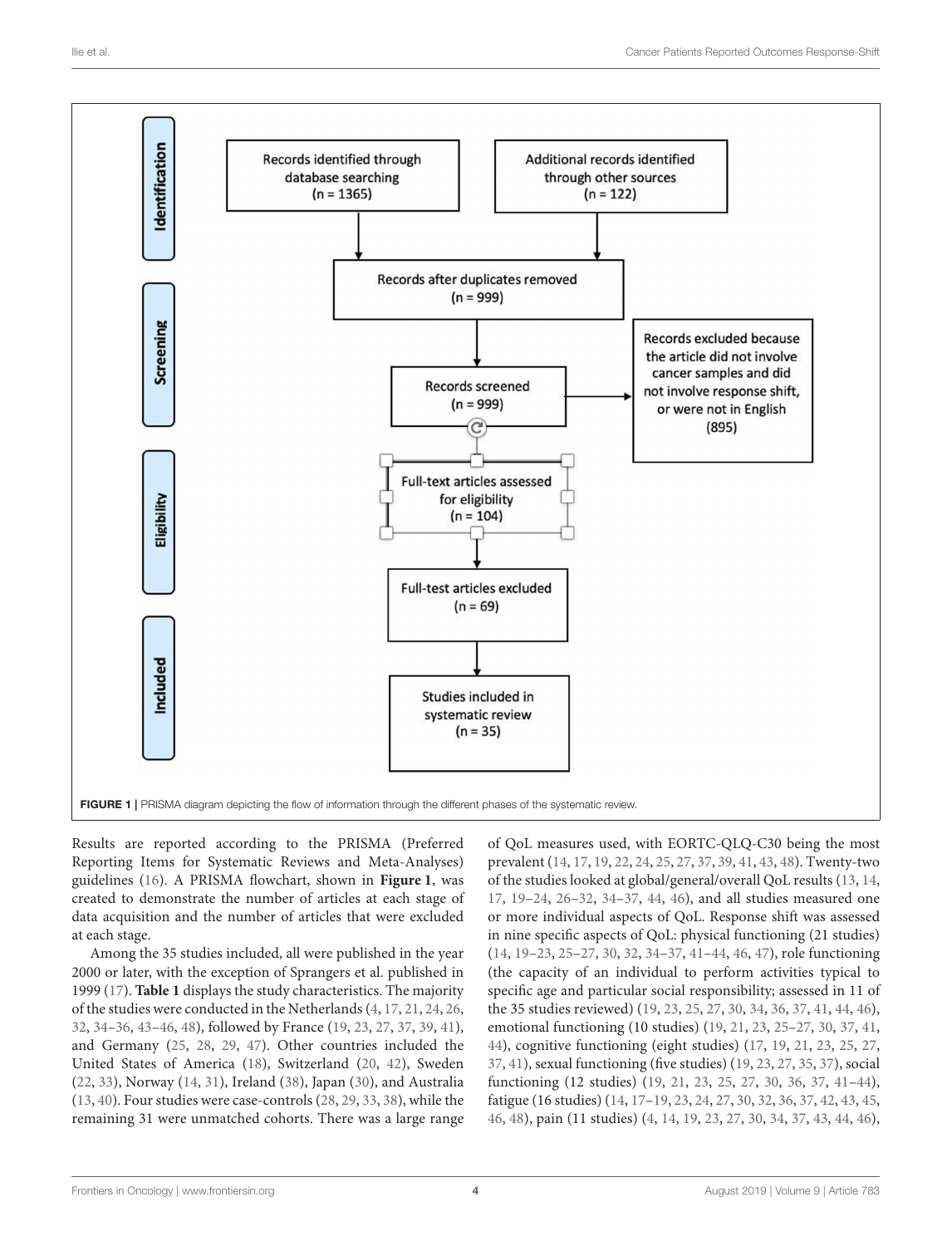Records identified through database searching (n = 1365)

Additional records identified through other sources (n = 122)

Records after duplicates removed (n = 999)

Records screened (n = 999)

Records excluded because the article did not involve cancer samples and did not involve response shift, or were not in English (895)

Full-text articles assessed for eligibility (n = 104)

Full-test articles excluded (n = 69)

Studies included in systematic review (n = 35)

Identification | Screening | Eligibility | Included

**FIGURE 1** | PRISMA diagram depicting the flow of information through the different phases of the systematic review.

Results are reported according to the PRISMA (Preferred Reporting Items for Systematic Reviews and Meta-Analyses) guidelines (16). A PRISMA flowchart, shown in **Figure 1**, was created to demonstrate the number of articles at each stage of data acquisition and the number of articles that were excluded at each stage.

Among the 35 studies included, all were published in the year 2000 or later, with the exception of Sprangers et al. published in 1999 (17). **Table 1** displays the study characteristics. The majority of the studies were conducted in the Netherlands (4, 17, 21, 24, 26, 32, 34–36, 43–46, 48), followed by France (19, 23, 27, 37, 39, 41), and Germany (25, 28, 29, 47). Other countries included the United States of America (18), Switzerland (20, 42), Sweden (22, 33), Norway (14, 31), Ireland (38), Japan (30), and Australia (13, 40). Four studies were case-controls (28, 29, 33, 38), while the remaining 31 were unmatched cohorts. There was a large range of QoL measures used, with EORTC-QLQ-C30 being the most prevalent (14, 17, 19, 22, 24, 25, 27, 37, 39, 41, 43, 48). Twenty-two of the studies looked at global/general/overall QoL results (13, 14, 17, 19–24, 26–32, 34–37, 44, 46), and all studies measured one or more individual aspects of QoL. Response shift was assessed in nine specific aspects of QoL: physical functioning (21 studies) (14, 19–23, 25–27, 30, 32, 34–37, 41–44, 46, 47), role functioning (the capacity of an individual to perform activities typical to specific age and particular social responsibility; assessed in 11 of the 35 studies reviewed) (19, 23, 25, 27, 30, 34, 36, 37, 41, 44, 46), emotional functioning (10 studies) (19, 21, 23, 25–27, 30, 37, 41, 44), cognitive functioning (eight studies) (17, 19, 21, 23, 25, 27, 37, 41), sexual functioning (five studies) (19, 23, 27, 35, 37), social functioning (12 studies) (19, 21, 23, 25, 27, 30, 36, 37, 41–44), fatigue (16 studies) (14, 17–19, 23, 24, 27, 30, 32, 36, 37, 42, 43, 45, 46, 48), pain (11 studies) (4, 14, 19, 23, 27, 30, 34, 37, 43, 44, 46),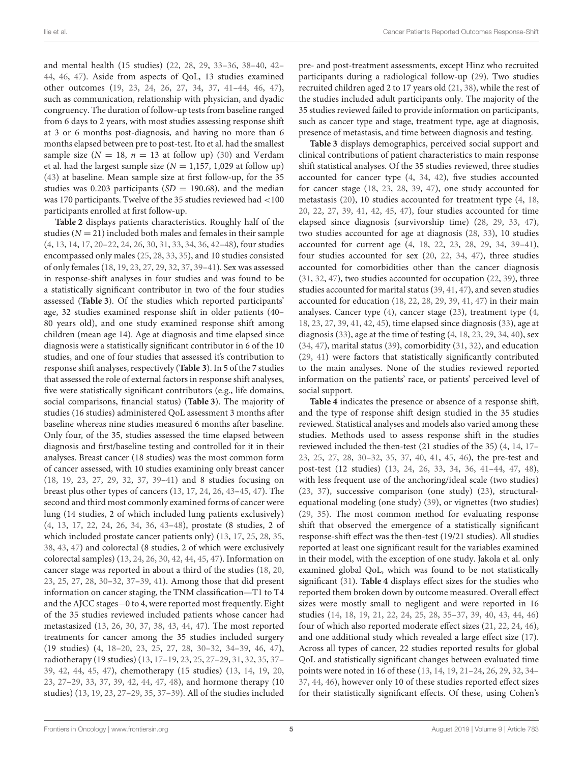and mental health (15 studies) (22, 28, 29, 33–36, 38–40, 42–44, 46, 47). Aside from aspects of QoL, 13 studies examined other outcomes (19, 23, 24, 26, 27, 34, 37, 41–44, 46, 47), such as communication, relationship with physician, and dyadic congruency. The duration of follow-up tests from baseline ranged from 6 days to 2 years, with most studies assessing response shift at 3 or 6 months post-diagnosis, and having no more than 6 months elapsed between pre to post-test. Ito et al. had the smallest sample size ($N = 18$, $n = 13$ at follow up) (30) and Verdam et al. had the largest sample size ($N = 1,157$, 1,029 at follow up) (43) at baseline. Mean sample size at first follow-up, for the 35 studies was 0.203 participants ($SD = 190.68$), and the median was 170 participants. Twelve of the 35 studies reviewed had <100 participants enrolled at first follow-up.

**Table 2** displays patients characteristics. Roughly half of the studies ($N = 21$) included both males and females in their sample (4, 13, 14, 17, 20–22, 24, 26, 30, 31, 33, 34, 36, 42–48), four studies encompassed only males (25, 28, 33, 35), and 10 studies consisted of only females (18, 19, 23, 27, 29, 32, 37, 39–41). Sex was assessed in response-shift analyses in four studies and was found to be a statistically significant contributor in two of the four studies assessed (**Table 3**). Of the studies which reported participants' age, 32 studies examined response shift in older patients (40–80 years old), and one study examined response shift among children (mean age 14). Age at diagnosis and time elapsed since diagnosis were a statistically significant contributor in 6 of the 10 studies, and one of four studies that assessed it's contribution to response shift analyses, respectively (**Table 3**). In 5 of the 7 studies that assessed the role of external factors in response shift analyses, five were statistically significant contributors (e.g., life domains, social comparisons, financial status) (**Table 3**). The majority of studies (16 studies) administered QoL assessment 3 months after baseline whereas nine studies measured 6 months after baseline. Only four, of the 35, studies assessed the time elapsed between diagnosis and first/baseline testing and controlled for it in their analyses. Breast cancer (18 studies) was the most common form of cancer assessed, with 10 studies examining only breast cancer (18, 19, 23, 27, 29, 32, 37, 39–41) and 8 studies focusing on breast plus other types of cancers (13, 17, 24, 26, 43–45, 47). The second and third most commonly examined forms of cancer were lung (14 studies, 2 of which included lung patients exclusively) (4, 13, 17, 22, 24, 26, 34, 36, 43–48), prostate (8 studies, 2 of which included prostate cancer patients only) (13, 17, 25, 28, 35, 38, 43, 47) and colorectal (8 studies, 2 of which were exclusively colorectal samples) (13, 24, 26, 30, 42, 44, 45, 47). Information on cancer stage was reported in about a third of the studies (18, 20, 23, 25, 27, 28, 30–32, 37–39, 41). Among those that did present information on cancer staging, the TNM classification—T1 to T4 and the AJCC stages—0 to 4, were reported most frequently. Eight of the 35 studies reviewed included patients whose cancer had metastasized (13, 26, 30, 37, 38, 43, 44, 47). The most reported treatments for cancer among the 35 studies included surgery (19 studies) (4, 18–20, 23, 25, 27, 28, 30–32, 34–39, 46, 47), radiotherapy (19 studies) (13, 17–19, 23, 25, 27–29, 31, 32, 35, 37–39, 42, 44, 45, 47), chemotherapy (15 studies) (13, 14, 19, 20, 23, 27–29, 33, 37, 39, 42, 44, 47, 48), and hormone therapy (10 studies) (13, 19, 23, 27–29, 35, 37–39). All of the studies included pre- and post-treatment assessments, except Hinz who recruited participants during a radiological follow-up (29). Two studies recruited children aged 2 to 17 years old (21, 38), while the rest of the studies included adult participants only. The majority of the 35 studies reviewed failed to provide information on participants, such as cancer type and stage, treatment type, age at diagnosis, presence of metastasis, and time between diagnosis and testing.

**Table 3** displays demographics, perceived social support and clinical contributions of patient characteristics to main response shift statistical analyses. Of the 35 studies reviewed, three studies accounted for cancer type (4, 34, 42), five studies accounted for cancer stage (18, 23, 28, 39, 47), one study accounted for metastasis (20), 10 studies accounted for treatment type (4, 18, 20, 22, 27, 39, 41, 42, 45, 47), four studies accounted for time elapsed since diagnosis (survivorship time) (28, 29, 33, 47), two studies accounted for age at diagnosis (28, 33), 10 studies accounted for current age (4, 18, 22, 23, 28, 29, 34, 39–41), four studies accounted for sex (20, 22, 34, 47), three studies accounted for comorbidities other than the cancer diagnosis (31, 32, 47), two studies accounted for occupation (22, 39), three studies accounted for marital status (39, 41, 47), and seven studies accounted for education (18, 22, 28, 29, 39, 41, 47) in their main analyses. Cancer type (4), cancer stage (23), treatment type (4, 18, 23, 27, 39, 41, 42, 45), time elapsed since diagnosis (33), age at diagnosis (33), age at the time of testing (4, 18, 23, 29, 34, 40), sex (34, 47), marital status (39), comorbidity (31, 32), and education (29, 41) were factors that statistically significantly contributed to the main analyses. None of the studies reviewed reported information on the patients' race, or patients' perceived level of social support.

**Table 4** indicates the presence or absence of a response shift, and the type of response shift design studied in the 35 studies reviewed. Statistical analyses and models also varied among these studies. Methods used to assess response shift in the studies reviewed included the then-test (21 studies of the 35) (4, 14, 17–23, 25, 27, 28, 30–32, 35, 37, 40, 41, 45, 46), the pre-test and post-test (12 studies) (13, 24, 26, 33, 34, 36, 41–44, 47, 48), with less frequent use of the anchoring/ideal scale (two studies) (23, 37), successive comparison (one study) (23), structural-equational modeling (one study) (39), or vignettes (two studies) (29, 35). The most common method for evaluating response shift that observed the emergence of a statistically significant response-shift effect was the then-test (19/21 studies). All studies reported at least one significant result for the variables examined in their model, with the exception of one study. Jakola et al. only examined global QoL, which was found to be not statistically significant (31). **Table 4** displays effect sizes for the studies who reported them broken down by outcome measured. Overall effect sizes were mostly small to negligent and were reported in 16 studies (14, 18, 19, 21, 22, 24, 25, 28, 35–37, 39, 40, 43, 44, 46) four of which also reported moderate effect sizes (21, 22, 24, 46), and one additional study which revealed a large effect size (17). Across all types of cancer, 22 studies reported results for global QoL and statistically significant changes between evaluated time points were noted in 16 of these (13, 14, 19, 21–24, 26, 29, 32, 34–37, 44, 46), however only 10 of these studies reported effect sizes for their statistically significant effects. Of these, using Cohen's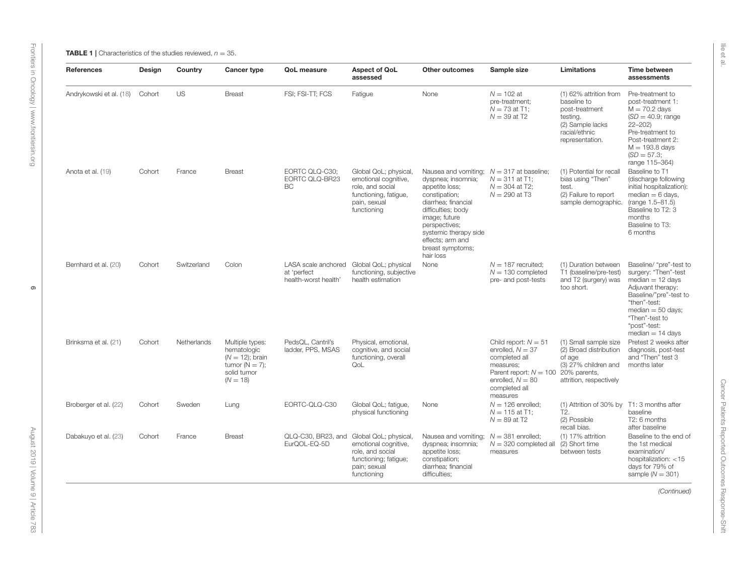**TABLE 1** | Characteristics of the studies reviewed, $n = 35$.

| References | Design | Country | Cancer type | QoL measure | Aspect of QoL assessed | Other outcomes | Sample size | Limitations | Time between assessments |
|---|---|---|---|---|---|---|---|---|---|
| Andrykowski et al. (18) | Cohort | US | Breast | FSI; FSI-TT; FCS | Fatigue | None | $N = 102$ at pre-treatment; $N = 73$ at T1; $N = 39$ at T2 | (1) 62% attrition from baseline to post-treatment testing. (2) Sample lacks racial/ethnic representation. | Pre-treatment to post-treatment 1: $M = 70.2$ days ($SD = 40.9$; range 22–202) Pre-treatment to Post-treatment 2: $M = 193.8$ days ($SD = 57.3$; range 115–364) |
| Anota et al. (19) | Cohort | France | Breast | EORTC QLQ-C30; EORTC QLQ-BR23 BC | Global QoL; physical, emotional cognitive, role, and social functioning, fatigue, pain, sexual functioning | Nausea and vomiting; dyspnea; insomnia; appetite loss; constipation; diarrhea; financial difficulties; body image; future perspectives; systemic therapy side effects; arm and breast symptoms; hair loss | $N = 317$ at baseline; $N = 311$ at T1; $N = 304$ at T2; $N = 290$ at T3 | (1) Potential for recall bias using "Then" test. (2) Failure to report sample demographic. | Baseline to T1 (discharge following initial hospitalization): median = 6 days, (range 1.5–81.5) Baseline to T2: 3 months Baseline to T3: 6 months |
| Bernhard et al. (20) | Cohort | Switzerland | Colon | LASA scale anchored at 'perfect health-worst health' | Global QoL; physical functioning, subjective health estimation | None | $N = 187$ recruited; $N = 130$ completed pre- and post-tests | (1) Duration between T1 (baseline/pre-test) and T2 (surgery) was too short. | Baseline/ "pre"-test to surgery: "Then"-test median = 12 days Adjuvant therapy: Baseline/"pre"-test to "then"-test: median = 50 days; "Then"-test to "post"-test: median = 14 days |
| Brinksma et al. (21) | Cohort | Netherlands | Multiple types: hematologic ($N = 12$); brain tumor ($N = 7$); solid tumor ($N = 18$) | PedsQL, Cantril's ladder, PPS, MSAS | Physical, emotional, cognitive, and social functioning, overall QoL | | Child report: $N = 51$ enrolled, $N = 37$ completed all measures; Parent report: $N = 100$ enrolled, $N = 80$ completed all measures | (1) Small sample size (2) Broad distribution of age (3) 27% children and 20% parents, attrition, respectively | Pretest 2 weeks after diagnosis, post-test and "Then" test 3 months later |
| Broberger et al. (22) | Cohort | Sweden | Lung | EORTC-QLQ-C30 | Global QoL; fatigue, physical functioning | None | $N = 126$ enrolled; $N = 115$ at T1; $N = 89$ at T2 | (1) Attrition of 30% by T2. (2) Possible recall bias. | T1: 3 months after baseline T2: 6 months after baseline |
| Dabakuyo et al. (23) | Cohort | France | Breast | QLQ-C30, BR23, and EurQOL-EQ-5D | Global QoL; physical, emotional cognitive, role, and social functioning; fatigue; pain; sexual functioning | Nausea and vomiting; dyspnea; insomnia; appetite loss; constipation; diarrhea; financial difficulties; | $N = 381$ enrolled; $N = 320$ completed all measures | (1) 17% attrition (2) Short time between tests | Baseline to the end of the 1st medical examination/ hospitalization: <15 days for 79% of sample ($N = 301$) |

*(Continued)*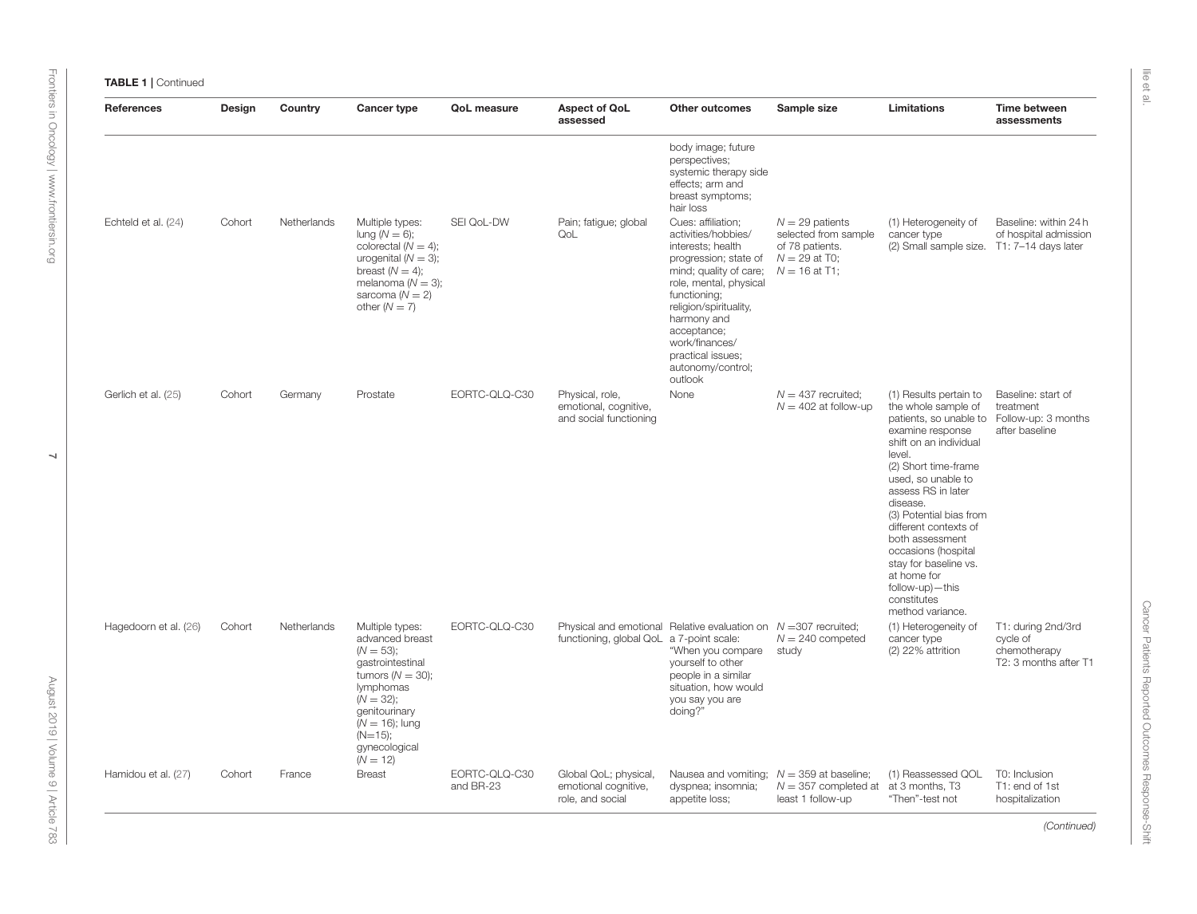**TABLE 1** | Continued

| References | Design | Country | Cancer type | QoL measure | Aspect of QoL assessed | Other outcomes | Sample size | Limitations | Time between assessments |
|---|---|---|---|---|---|---|---|---|---|
| | | | | | | body image; future perspectives; systemic therapy side effects; arm and breast symptoms; hair loss | | | |
| Echteld et al. (24) | Cohort | Netherlands | Multiple types: lung ($N = 6$); colorectal ($N = 4$); urogenital ($N = 3$); breast ($N = 4$); melanoma ($N = 3$); sarcoma ($N = 2$) other ($N = 7$) | SEI QoL-DW | Pain; fatigue; global QoL | Cues: affiliation; activities/hobbies/ interests; health progression; state of mind; quality of care; role, mental, physical functioning; religion/spirituality, harmony and acceptance; work/finances/ practical issues; autonomy/control; outlook | $N = 29$ patients selected from sample of 78 patients. $N = 29$ at T0; $N = 16$ at T1; | (1) Heterogeneity of cancer type (2) Small sample size. | Baseline: within 24 h of hospital admission T1: 7–14 days later |
| Gerlich et al. (25) | Cohort | Germany | Prostate | EORTC-QLQ-C30 | Physical, role, emotional, cognitive, and social functioning | None | $N = 437$ recruited; $N = 402$ at follow-up | (1) Results pertain to the whole sample of patients, so unable to examine response shift on an individual level. (2) Short time-frame used, so unable to assess RS in later disease. (3) Potential bias from different contexts of both assessment occasions (hospital stay for baseline vs. at home for follow-up)—this constitutes method variance. | Baseline: start of treatment Follow-up: 3 months after baseline |
| Hagedoorn et al. (26) | Cohort | Netherlands | Multiple types: advanced breast ($N = 53$); gastrointestinal tumors ($N = 30$); lymphomas ($N = 32$); genitourinary ($N = 16$); lung ($N=15$); gynecological ($N = 12$) | EORTC-QLQ-C30 | Physical and emotional functioning, global QoL | Relative evaluation on a 7-point scale: "When you compare yourself to other people in a similar situation, how would you say you are doing?" | $N =307$ recruited; $N = 240$ competed study | (1) Heterogeneity of cancer type (2) 22% attrition | T1: during 2nd/3rd cycle of chemotherapy T2: 3 months after T1 |
| Hamidou et al. (27) | Cohort | France | Breast | EORTC-QLQ-C30 and BR-23 | Global QoL; physical, emotional cognitive, role, and social | Nausea and vomiting; dyspnea; insomnia; appetite loss; | $N = 359$ at baseline; $N = 357$ completed at least 1 follow-up | (1) Reassessed QOL at 3 months, T3 "Then"-test not | T0: Inclusion T1: end of 1st hospitalization |

*(Continued)*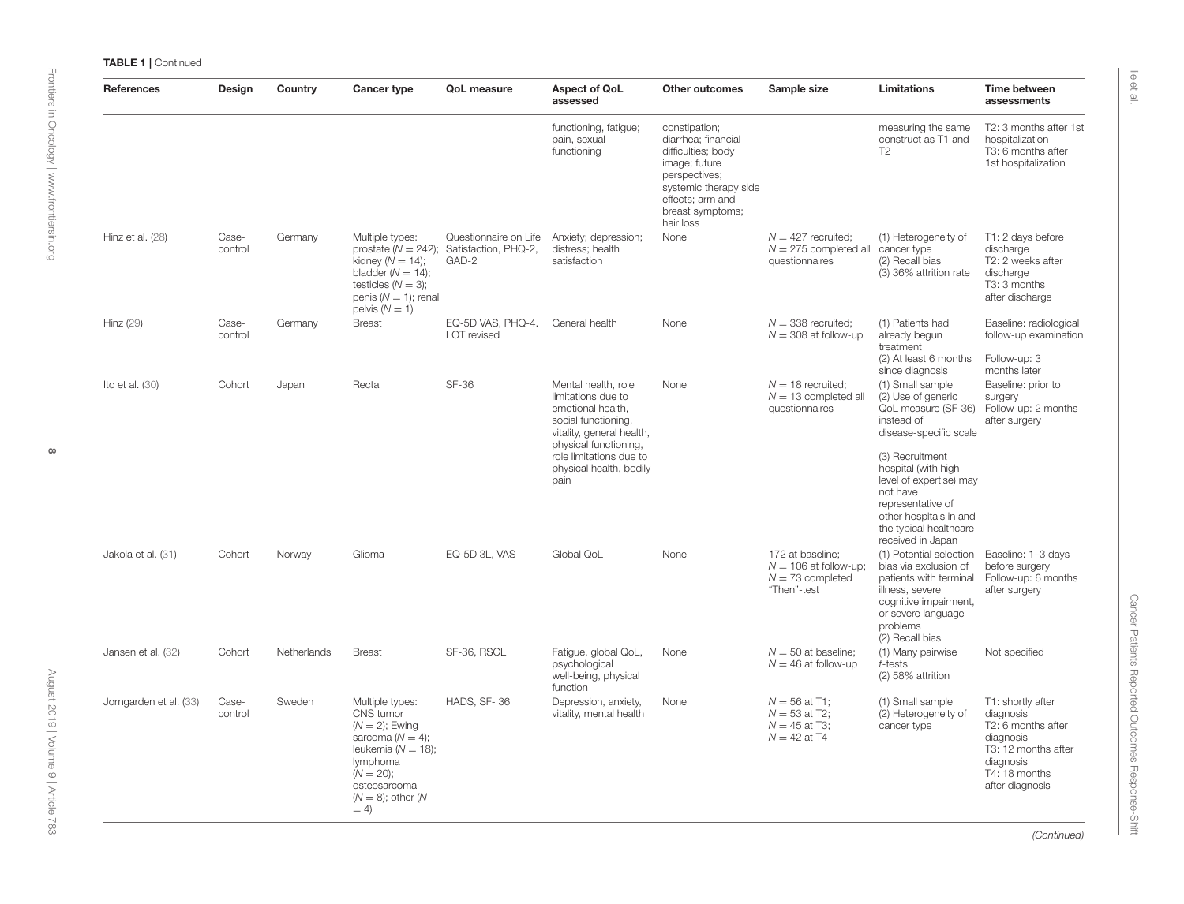**TABLE 1** | Continued

| References | Design | Country | Cancer type | QoL measure | Aspect of QoL assessed | Other outcomes | Sample size | Limitations | Time between assessments |
|---|---|---|---|---|---|---|---|---|---|
| | | | | | functioning, fatigue; pain, sexual functioning | constipation; diarrhea; financial difficulties; body image; future perspectives; systemic therapy side effects; arm and breast symptoms; hair loss | | measuring the same construct as T1 and T2 | T2: 3 months after 1st hospitalization T3: 6 months after 1st hospitalization |
| Hinz et al. (28) | Case-control | Germany | Multiple types: prostate ($N = 242$); kidney ($N = 14$); bladder ($N = 14$); testicles ($N = 3$); penis ($N = 1$); renal pelvis ($N = 1$) | Questionnaire on Life Satisfaction, PHQ-2, GAD-2 | Anxiety; depression; distress; health satisfaction | None | $N = 427$ recruited; $N = 275$ completed all questionnaires | (1) Heterogeneity of cancer type (2) Recall bias (3) 36% attrition rate | T1: 2 days before discharge T2: 2 weeks after discharge T3: 3 months after discharge |
| Hinz (29) | Case-control | Germany | Breast | EQ-5D VAS, PHQ-4. LOT revised | General health | None | $N = 338$ recruited; $N = 308$ at follow-up | (1) Patients had already begun treatment (2) At least 6 months since diagnosis | Baseline: radiological follow-up examination Follow-up: 3 months later |
| Ito et al. (30) | Cohort | Japan | Rectal | SF-36 | Mental health, role limitations due to emotional health, social functioning, vitality, general health, physical functioning, role limitations due to physical health, bodily pain | None | $N = 18$ recruited; $N = 13$ completed all questionnaires | (1) Small sample (2) Use of generic QoL measure (SF-36) instead of disease-specific scale (3) Recruitment hospital (with high level of expertise) may not have representative of other hospitals in and the typical healthcare received in Japan | Baseline: prior to surgery Follow-up: 2 months after surgery |
| Jakola et al. (31) | Cohort | Norway | Glioma | EQ-5D 3L, VAS | Global QoL | None | 172 at baseline; $N = 106$ at follow-up; $N = 73$ completed "Then"-test | (1) Potential selection bias via exclusion of patients with terminal illness, severe cognitive impairment, or severe language problems (2) Recall bias | Baseline: 1–3 days before surgery Follow-up: 6 months after surgery |
| Jansen et al. (32) | Cohort | Netherlands | Breast | SF-36, RSCL | Fatigue, global QoL, psychological well-being, physical function | None | $N = 50$ at baseline; $N = 46$ at follow-up | (1) Many pairwise *t*-tests (2) 58% attrition | Not specified |
| Jorngarden et al. (33) | Case-control | Sweden | Multiple types: CNS tumor ($N = 2$); Ewing sarcoma ($N = 4$); leukemia ($N = 18$); lymphoma ($N = 20$); osteosarcoma ($N = 8$); other ($N = 4$) | HADS, SF- 36 | Depression, anxiety, vitality, mental health | None | $N = 56$ at T1; $N = 53$ at T2; $N = 45$ at T3; $N = 42$ at T4 | (1) Small sample (2) Heterogeneity of cancer type | T1: shortly after diagnosis T2: 6 months after diagnosis T3: 12 months after diagnosis T4: 18 months after diagnosis |

*(Continued)*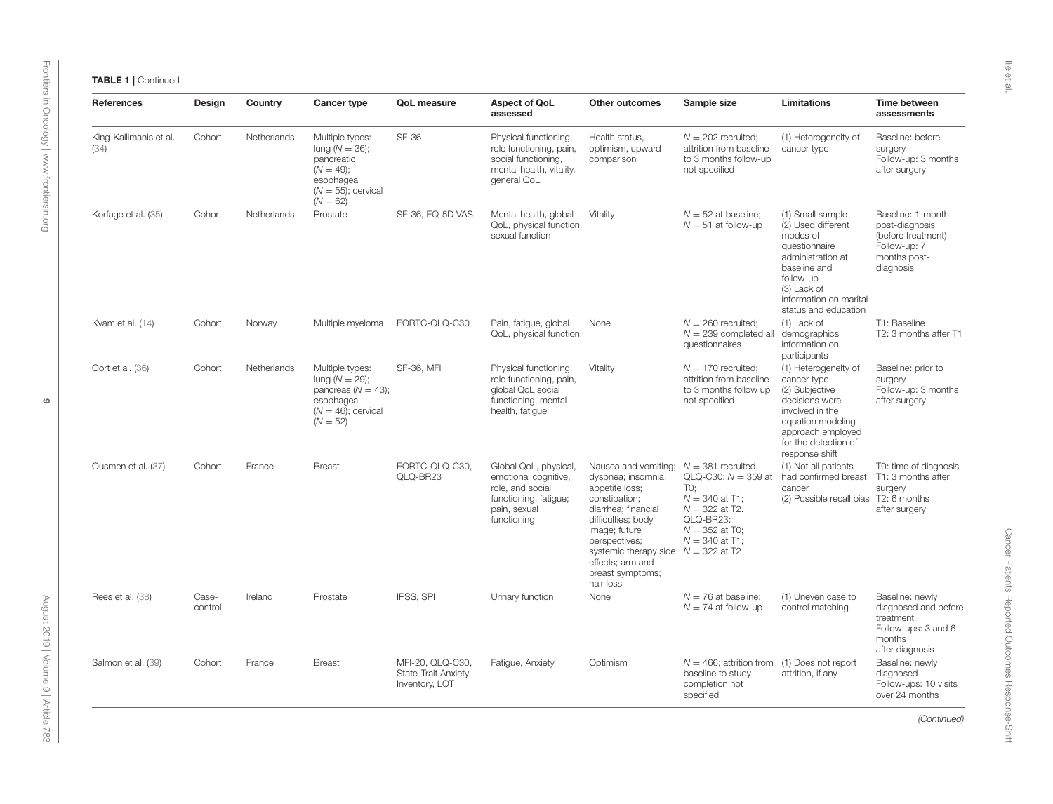**TABLE 1 |** Continued

| References | Design | Country | Cancer type | QoL measure | Aspect of QoL assessed | Other outcomes | Sample size | Limitations | Time between assessments |
|---|---|---|---|---|---|---|---|---|---|
| King-Kallimanis et al. (34) | Cohort | Netherlands | Multiple types: lung ($N = 36$); pancreatic ($N = 49$); esophageal ($N = 55$); cervical ($N = 62$) | SF-36 | Physical functioning, role functioning, pain, social functioning, mental health, vitality, general QoL | Health status, optimism, upward comparison | $N = 202$ recruited; attrition from baseline to 3 months follow-up not specified | (1) Heterogeneity of cancer type | Baseline: before surgery Follow-up: 3 months after surgery |
| Korfage et al. (35) | Cohort | Netherlands | Prostate | SF-36, EQ-5D VAS | Mental health, global QoL, physical function, sexual function | Vitality | $N = 52$ at baseline; $N = 51$ at follow-up | (1) Small sample (2) Used different modes of questionnaire administration at baseline and follow-up (3) Lack of information on marital status and education | Baseline: 1-month post-diagnosis (before treatment) Follow-up: 7 months post-diagnosis |
| Kvam et al. (14) | Cohort | Norway | Multiple myeloma | EORTC-QLQ-C30 | Pain, fatigue, global QoL, physical function | None | $N = 260$ recruited; $N = 239$ completed all questionnaires | (1) Lack of demographics information on participants | T1: Baseline T2: 3 months after T1 |
| Oort et al. (36) | Cohort | Netherlands | Multiple types: lung ($N = 29$); pancreas ($N = 43$); esophageal ($N = 46$); cervical ($N = 52$) | SF-36, MFI | Physical functioning, role functioning, pain, global QoL social functioning, mental health, fatigue | Vitality | $N = 170$ recruited; attrition from baseline to 3 months follow up not specified | (1) Heterogeneity of cancer type (2) Subjective decisions were involved in the equation modeling approach employed for the detection of response shift | Baseline: prior to surgery Follow-up: 3 months after surgery |
| Ousmen et al. (37) | Cohort | France | Breast | EORTC-QLQ-C30, QLQ-BR23 | Global QoL, physical, emotional cognitive, role, and social functioning, fatigue; pain, sexual functioning | Nausea and vomiting; dyspnea; insomnia; appetite loss; constipation; diarrhea; financial difficulties; body image; future perspectives; systemic therapy side effects; arm and breast symptoms; hair loss | $N = 381$ recruited. QLQ-C30: $N = 359$ at T0; $N = 340$ at T1; $N = 322$ at T2. QLQ-BR23: $N = 352$ at T0; $N = 340$ at T1; $N = 322$ at T2 | (1) Not all patients had confirmed breast cancer (2) Possible recall bias | T0: time of diagnosis T1: 3 months after surgery T2: 6 months after surgery |
| Rees et al. (38) | Case-control | Ireland | Prostate | IPSS, SPI | Urinary function | None | $N = 76$ at baseline; $N = 74$ at follow-up | (1) Uneven case to control matching | Baseline: newly diagnosed and before treatment Follow-ups: 3 and 6 months after diagnosis |
| Salmon et al. (39) | Cohort | France | Breast | MFI-20, QLQ-C30, State-Trait Anxiety Inventory, LOT | Fatigue, Anxiety | Optimism | $N = 466$; attrition from baseline to study completion not specified | (1) Does not report attrition, if any | Baseline: newly diagnosed Follow-ups: 10 visits over 24 months |

*(Continued)*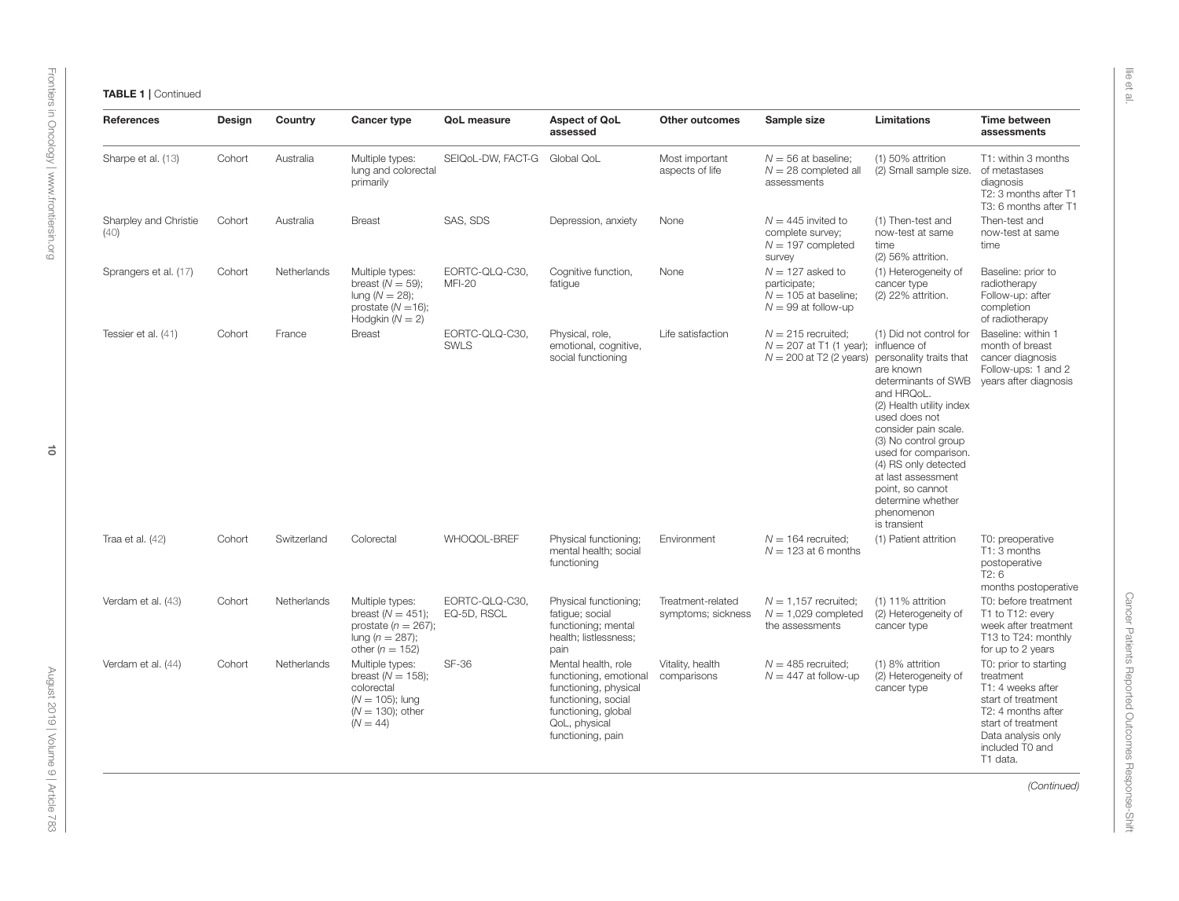**TABLE 1** | Continued

| References | Design | Country | Cancer type | QoL measure | Aspect of QoL assessed | Other outcomes | Sample size | Limitations | Time between assessments |
|---|---|---|---|---|---|---|---|---|---|
| Sharpe et al. (13) | Cohort | Australia | Multiple types: lung and colorectal primarily | SEIQoL-DW, FACT-G | Global QoL | Most important aspects of life | $N = 56$ at baseline; $N = 28$ completed all assessments | (1) 50% attrition (2) Small sample size. | T1: within 3 months of metastases diagnosis T2: 3 months after T1 T3: 6 months after T1 |
| Sharpley and Christie (40) | Cohort | Australia | Breast | SAS, SDS | Depression, anxiety | None | $N = 445$ invited to complete survey; $N = 197$ completed survey | (1) Then-test and now-test at same time (2) 56% attrition. | Then-test and now-test at same time |
| Sprangers et al. (17) | Cohort | Netherlands | Multiple types: breast ($N = 59$); lung ($N = 28$); prostate ($N = 16$); Hodgkin ($N = 2$) | EORTC-QLQ-C30, MFI-20 | Cognitive function, fatigue | None | $N = 127$ asked to participate; $N = 105$ at baseline; $N = 99$ at follow-up | (1) Heterogeneity of cancer type (2) 22% attrition. | Baseline: prior to radiotherapy Follow-up: after completion of radiotherapy |
| Tessier et al. (41) | Cohort | France | Breast | EORTC-QLQ-C30, SWLS | Physical, role, emotional, cognitive, social functioning | Life satisfaction | $N = 215$ recruited; $N = 207$ at T1 (1 year); $N = 200$ at T2 (2 years) | (1) Did not control for influence of personality traits that are known determinants of SWB and HRQoL. (2) Health utility index used does not consider pain scale. (3) No control group used for comparison. (4) RS only detected at last assessment point, so cannot determine whether phenomenon is transient | Baseline: within 1 month of breast cancer diagnosis Follow-ups: 1 and 2 years after diagnosis |
| Traa et al. (42) | Cohort | Switzerland | Colorectal | WHOQOL-BREF | Physical functioning; mental health; social functioning | Environment | $N = 164$ recruited; $N = 123$ at 6 months | (1) Patient attrition | T0: preoperative T1: 3 months postoperative T2: 6 months postoperative |
| Verdam et al. (43) | Cohort | Netherlands | Multiple types: breast ($N = 451$); prostate ($n = 267$); lung ($n = 287$); other ($n = 152$) | EORTC-QLQ-C30, EQ-5D, RSCL | Physical functioning; fatigue; social functioning; mental health; listlessness; pain | Treatment-related symptoms; sickness | $N = 1,157$ recruited; $N = 1,029$ completed the assessments | (1) 11% attrition (2) Heterogeneity of cancer type | T0: before treatment T1 to T12: every week after treatment T13 to T24: monthly for up to 2 years |
| Verdam et al. (44) | Cohort | Netherlands | Multiple types: breast ($N = 158$); colorectal ($N = 105$); lung ($N = 130$); other ($N = 44$) | SF-36 | Mental health, role functioning, emotional functioning, physical functioning, social functioning, global QoL, physical functioning, pain | Vitality, health comparisons | $N = 485$ recruited; $N = 447$ at follow-up | (1) 8% attrition (2) Heterogeneity of cancer type | T0: prior to starting treatment T1: 4 weeks after start of treatment T2: 4 months after start of treatment Data analysis only included T0 and T1 data. |

*(Continued)*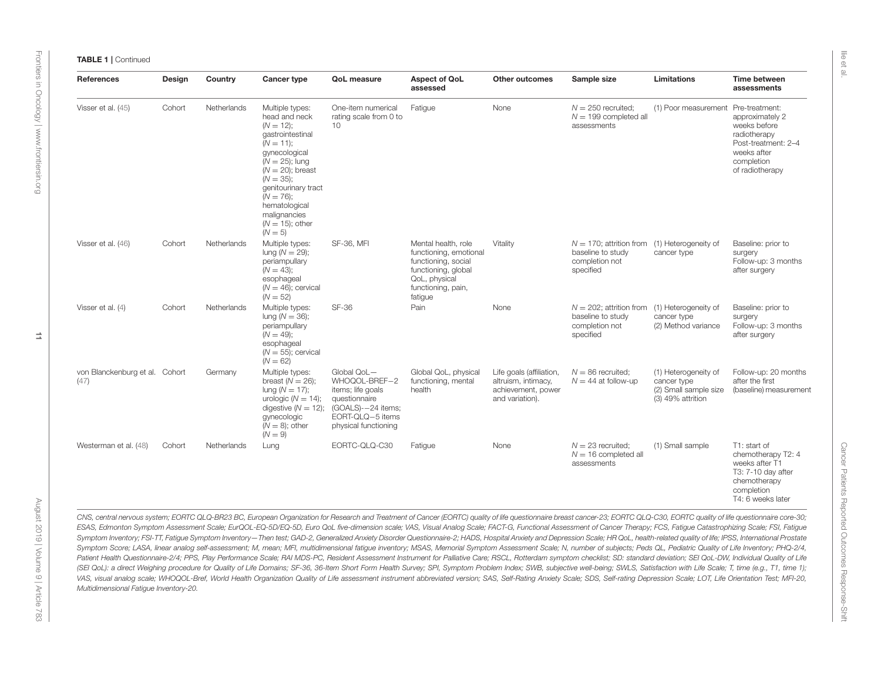**TABLE 1 |** Continued

| References | Design | Country | Cancer type | QoL measure | Aspect of QoL assessed | Other outcomes | Sample size | Limitations | Time between assessments |
|---|---|---|---|---|---|---|---|---|---|
| Visser et al. (45) | Cohort | Netherlands | Multiple types: head and neck ($N = 12$); gastrointestinal ($N = 11$); gynecological ($N = 25$); lung ($N = 20$); breast ($N = 35$); genitourinary tract ($N = 76$); hematological malignancies ($N = 15$); other ($N = 5$) | One-item numerical rating scale from 0 to 10 | Fatigue | None | $N = 250$ recruited; $N = 199$ completed all assessments | (1) Poor measurement | Pre-treatment: approximately 2 weeks before radiotherapy Post-treatment: 2–4 weeks after completion of radiotherapy |
| Visser et al. (46) | Cohort | Netherlands | Multiple types: lung ($N = 29$); periampullary ($N = 43$); esophageal ($N = 46$); cervical ($N = 52$) | SF-36, MFI | Mental health, role functioning, emotional functioning, social functioning, global QoL, physical functioning, pain, fatigue | Vitality | $N = 170$; attrition from baseline to study completion not specified | (1) Heterogeneity of cancer type | Baseline: prior to surgery Follow-up: 3 months after surgery |
| Visser et al. (4) | Cohort | Netherlands | Multiple types: lung ($N = 36$); periampullary ($N = 49$); esophageal ($N = 55$); cervical ($N = 62$) | SF-36 | Pain | None | $N = 202$; attrition from baseline to study completion not specified | (1) Heterogeneity of cancer type (2) Method variance | Baseline: prior to surgery Follow-up: 3 months after surgery |
| von Blanckenburg et al. (47) | Cohort | Germany | Multiple types: breast ($N = 26$); lung ($N = 17$); urologic ($N = 14$); digestive ($N = 12$); gynecologic ($N = 8$); other ($N = 9$) | Global QoL—WHOQOL-BREF−2 items; life goals questionnaire (GOALS)-−24 items; EORT-QLQ−5 items physical functioning | Global QoL, physical functioning, mental health | Life goals (affiliation, altruism, intimacy, achievement, power and variation). | $N = 86$ recruited; $N = 44$ at follow-up | (1) Heterogeneity of cancer type (2) Small sample size (3) 49% attrition | Follow-up: 20 months after the first (baseline) measurement |
| Westerman et al. (48) | Cohort | Netherlands | Lung | EORTC-QLQ-C30 | Fatigue | None | $N = 23$ recruited; $N = 16$ completed all assessments | (1) Small sample | T1: start of chemotherapy T2: 4 weeks after T1 T3: 7-10 day after chemotherapy completion T4: 6 weeks later |

*CNS, central nervous system; EORTC QLQ-BR23 BC, European Organization for Research and Treatment of Cancer (EORTC) quality of life questionnaire breast cancer-23; EORTC QLQ-C30, EORTC quality of life questionnaire core-30; ESAS, Edmonton Symptom Assessment Scale; EurQOL-EQ-5D/EQ-5D, Euro QoL five-dimension scale; VAS, Visual Analog Scale; FACT-G, Functional Assessment of Cancer Therapy; FCS, Fatigue Catastrophizing Scale; FSI, Fatigue Symptom Inventory; FSI-TT, Fatigue Symptom Inventory—Then test; GAD-2, Generalized Anxiety Disorder Questionnaire-2; HADS, Hospital Anxiety and Depression Scale; HR QoL, health-related quality of life; IPSS, International Prostate Symptom Score; LASA, linear analog self-assessment; M, mean; MFI, multidimensional fatigue inventory; MSAS, Memorial Symptom Assessment Scale; N, number of subjects; Peds QL, Pediatric Quality of Life Inventory; PHQ-2/4, Patient Health Questionnaire-2/4; PPS, Play Performance Scale; RAI MDS-PC, Resident Assessment Instrument for Palliative Care; RSCL, Rotterdam symptom checklist; SD: standard deviation; SEI QoL-DW, Individual Quality of Life (SEI QoL): a direct Weighing procedure for Quality of Life Domains; SF-36, 36-Item Short Form Health Survey; SPI, Symptom Problem Index; SWB, subjective well-being; SWLS, Satisfaction with Life Scale; T, time (e.g., T1, time 1); VAS, visual analog scale; WHOQOL-Bref, World Health Organization Quality of Life assessment instrument abbreviated version; SAS, Self-Rating Anxiety Scale; SDS, Self-rating Depression Scale; LOT, Life Orientation Test; MFI-20, Multidimensional Fatigue Inventory-20.*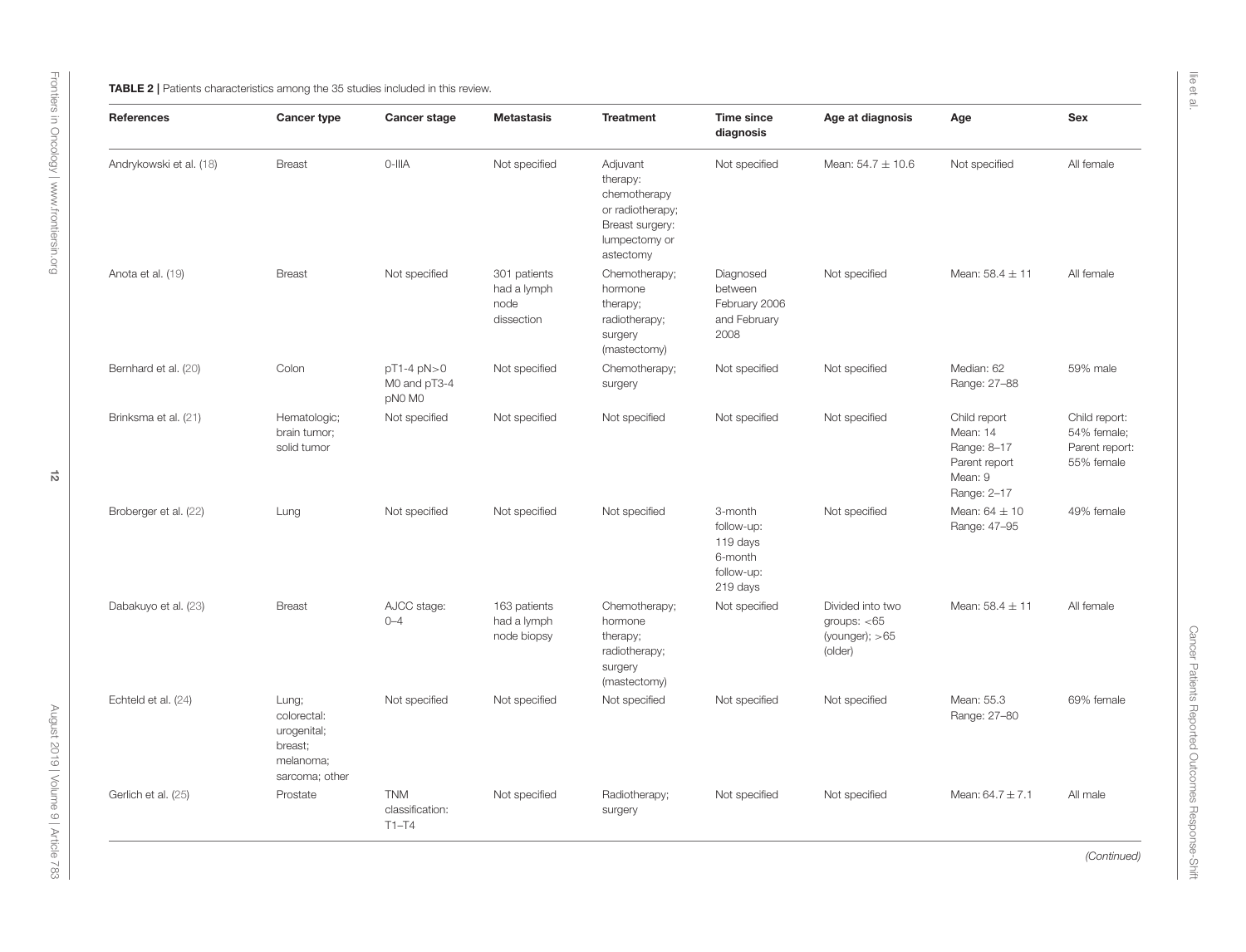**TABLE 2 |** Patients characteristics among the 35 studies included in this review.

| References | Cancer type | Cancer stage | Metastasis | Treatment | Time since diagnosis | Age at diagnosis | Age | Sex |
|---|---|---|---|---|---|---|---|---|
| Andrykowski et al. (18) | Breast | 0-IIIA | Not specified | Adjuvant therapy: chemotherapy or radiotherapy; Breast surgery: lumpectomy or astectomy | Not specified | Mean: 54.7 ± 10.6 | Not specified | All female |
| Anota et al. (19) | Breast | Not specified | 301 patients had a lymph node dissection | Chemotherapy; hormone therapy; radiotherapy; surgery (mastectomy) | Diagnosed between February 2006 and February 2008 | Not specified | Mean: 58.4 ± 11 | All female |
| Bernhard et al. (20) | Colon | pT1-4 pN>0 M0 and pT3-4 pN0 M0 | Not specified | Chemotherapy; surgery | Not specified | Not specified | Median: 62 Range: 27–88 | 59% male |
| Brinksma et al. (21) | Hematologic; brain tumor; solid tumor | Not specified | Not specified | Not specified | Not specified | Not specified | Child report Mean: 14 Range: 8–17 Parent report Mean: 9 Range: 2–17 | Child report: 54% female; Parent report: 55% female |
| Broberger et al. (22) | Lung | Not specified | Not specified | Not specified | 3-month follow-up: 119 days 6-month follow-up: 219 days | Not specified | Mean: 64 ± 10 Range: 47–95 | 49% female |
| Dabakuyo et al. (23) | Breast | AJCC stage: 0–4 | 163 patients had a lymph node biopsy | Chemotherapy; hormone therapy; radiotherapy; surgery (mastectomy) | Not specified | Divided into two groups: <65 (younger); >65 (older) | Mean: 58.4 ± 11 | All female |
| Echteld et al. (24) | Lung; colorectal: urogenital; breast; melanoma; sarcoma; other | Not specified | Not specified | Not specified | Not specified | Not specified | Mean: 55.3 Range: 27–80 | 69% female |
| Gerlich et al. (25) | Prostate | TNM classification: T1–T4 | Not specified | Radiotherapy; surgery | Not specified | Not specified | Mean: 64.7 ± 7.1 | All male |

*(Continued)*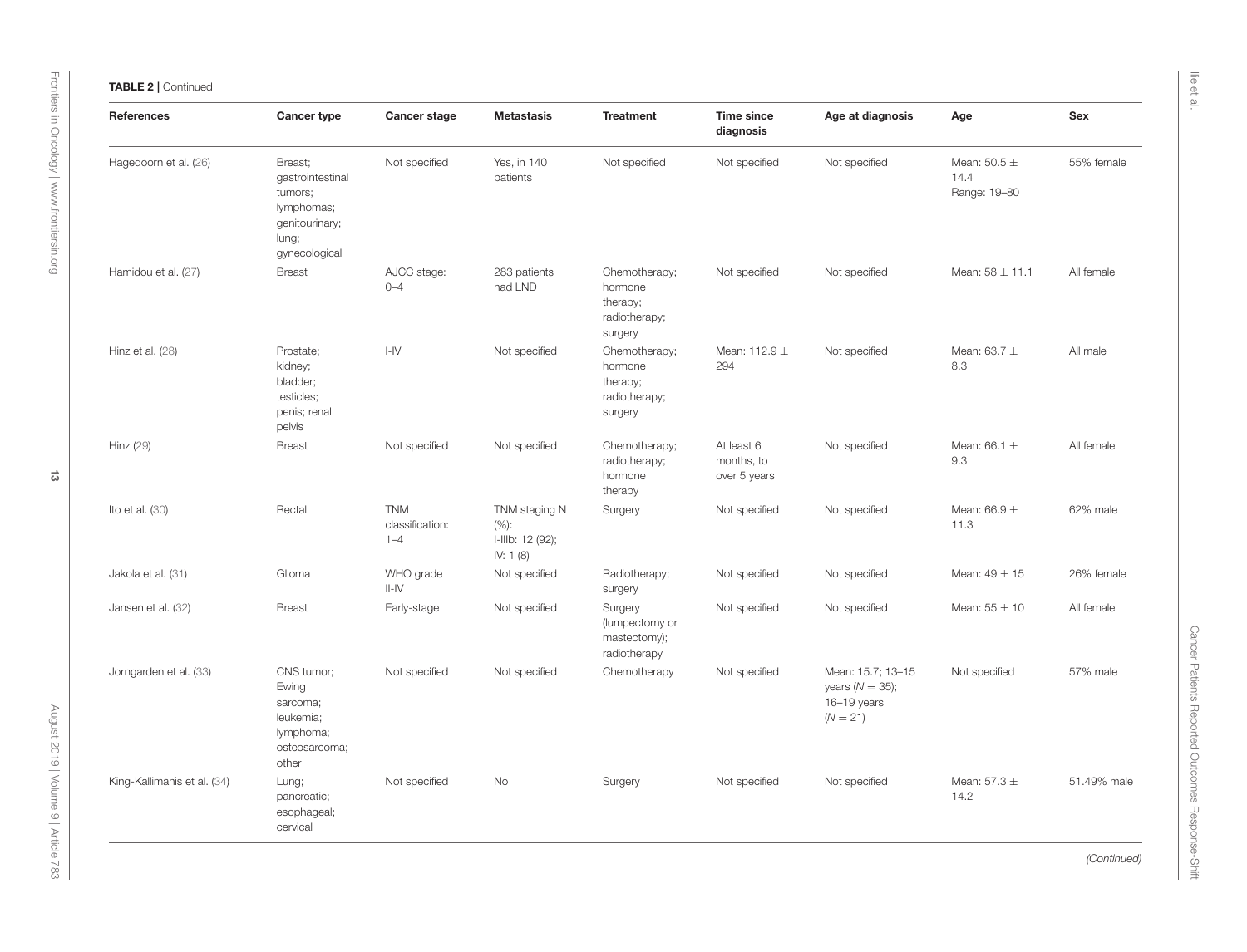**TABLE 2 |** Continued

| References | Cancer type | Cancer stage | Metastasis | Treatment | Time since diagnosis | Age at diagnosis | Age | Sex |
|---|---|---|---|---|---|---|---|---|
| Hagedoorn et al. (26) | Breast; gastrointestinal tumors; lymphomas; genitourinary; lung; gynecological | Not specified | Yes, in 140 patients | Not specified | Not specified | Not specified | Mean: 50.5 ± 14.4 Range: 19–80 | 55% female |
| Hamidou et al. (27) | Breast | AJCC stage: 0–4 | 283 patients had LND | Chemotherapy; hormone therapy; radiotherapy; surgery | Not specified | Not specified | Mean: 58 ± 11.1 | All female |
| Hinz et al. (28) | Prostate; kidney; bladder; testicles; penis; renal pelvis | I-IV | Not specified | Chemotherapy; hormone therapy; radiotherapy; surgery | Mean: 112.9 ± 294 | Not specified | Mean: 63.7 ± 8.3 | All male |
| Hinz (29) | Breast | Not specified | Not specified | Chemotherapy; radiotherapy; hormone therapy | At least 6 months, to over 5 years | Not specified | Mean: 66.1 ± 9.3 | All female |
| Ito et al. (30) | Rectal | TNM classification: 1–4 | TNM staging N (%): I-IIIb: 12 (92); IV: 1 (8) | Surgery | Not specified | Not specified | Mean: 66.9 ± 11.3 | 62% male |
| Jakola et al. (31) | Glioma | WHO grade II-IV | Not specified | Radiotherapy; surgery | Not specified | Not specified | Mean: 49 ± 15 | 26% female |
| Jansen et al. (32) | Breast | Early-stage | Not specified | Surgery (lumpectomy or mastectomy); radiotherapy | Not specified | Not specified | Mean: 55 ± 10 | All female |
| Jorngarden et al. (33) | CNS tumor; Ewing sarcoma; leukemia; lymphoma; osteosarcoma; other | Not specified | Not specified | Chemotherapy | Not specified | Mean: 15.7; 13–15 years ($N = 35$); 16–19 years ($N = 21$) | Not specified | 57% male |
| King-Kallimanis et al. (34) | Lung; pancreatic; esophageal; cervical | Not specified | No | Surgery | Not specified | Not specified | Mean: 57.3 ± 14.2 | 51.49% male |

*(Continued)*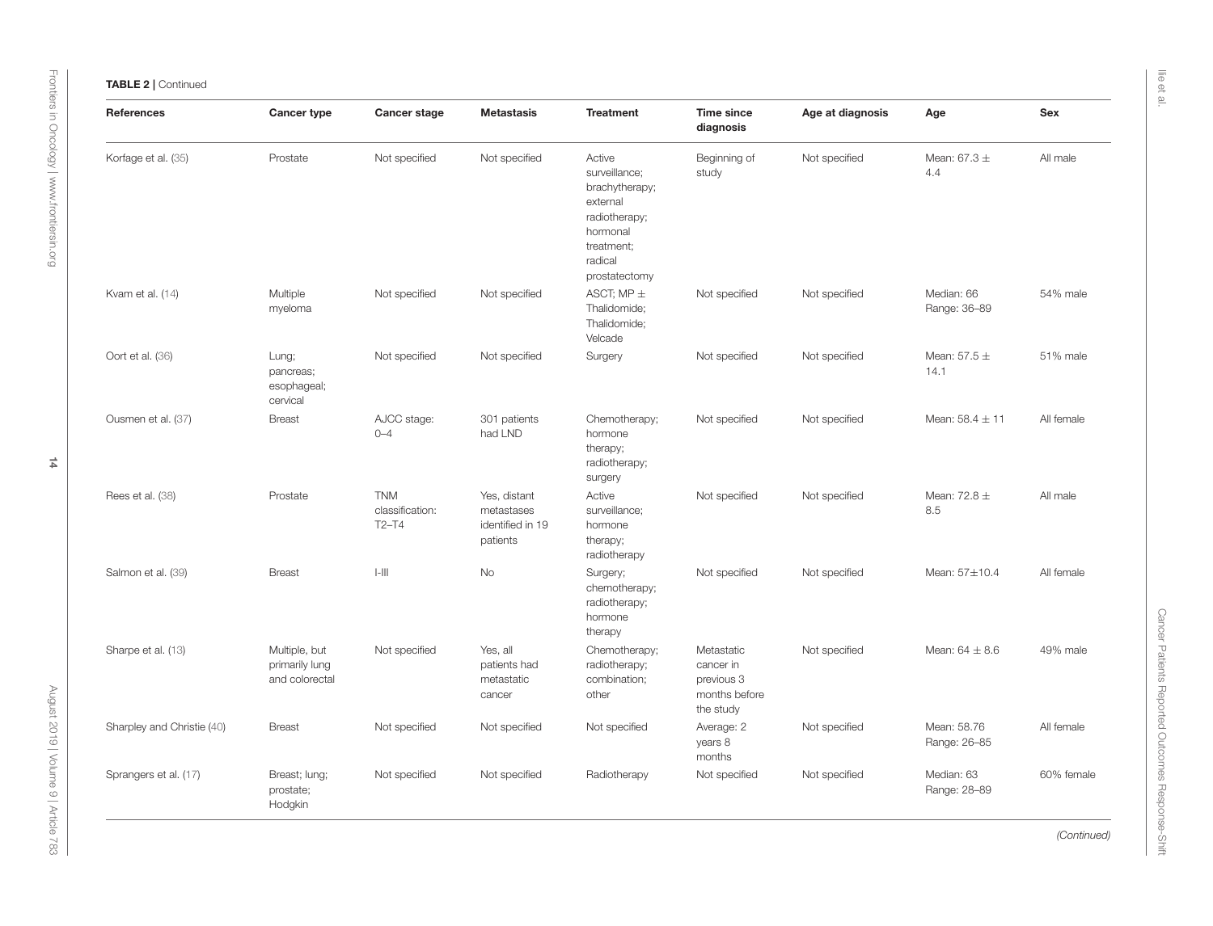**TABLE 2** | Continued

| References | Cancer type | Cancer stage | Metastasis | Treatment | Time since diagnosis | Age at diagnosis | Age | Sex |
|---|---|---|---|---|---|---|---|---|
| Korfage et al. (35) | Prostate | Not specified | Not specified | Active surveillance; brachytherapy; external radiotherapy; hormonal treatment; radical prostatectomy | Beginning of study | Not specified | Mean: 67.3 ± 4.4 | All male |
| Kvam et al. (14) | Multiple myeloma | Not specified | Not specified | ASCT; MP ± Thalidomide; Thalidomide; Velcade | Not specified | Not specified | Median: 66 Range: 36–89 | 54% male |
| Oort et al. (36) | Lung; pancreas; esophageal; cervical | Not specified | Not specified | Surgery | Not specified | Not specified | Mean: 57.5 ± 14.1 | 51% male |
| Ousmen et al. (37) | Breast | AJCC stage: 0–4 | 301 patients had LND | Chemotherapy; hormone therapy; radiotherapy; surgery | Not specified | Not specified | Mean: 58.4 ± 11 | All female |
| Rees et al. (38) | Prostate | TNM classification: T2–T4 | Yes, distant metastases identified in 19 patients | Active surveillance; hormone therapy; radiotherapy | Not specified | Not specified | Mean: 72.8 ± 8.5 | All male |
| Salmon et al. (39) | Breast | I-III | No | Surgery; chemotherapy; radiotherapy; hormone therapy | Not specified | Not specified | Mean: 57±10.4 | All female |
| Sharpe et al. (13) | Multiple, but primarily lung and colorectal | Not specified | Yes, all patients had metastatic cancer | Chemotherapy; radiotherapy; combination; other | Metastatic cancer in previous 3 months before the study | Not specified | Mean: 64 ± 8.6 | 49% male |
| Sharpley and Christie (40) | Breast | Not specified | Not specified | Not specified | Average: 2 years 8 months | Not specified | Mean: 58.76 Range: 26–85 | All female |
| Sprangers et al. (17) | Breast; lung; prostate; Hodgkin | Not specified | Not specified | Radiotherapy | Not specified | Not specified | Median: 63 Range: 28–89 | 60% female |

*(Continued)*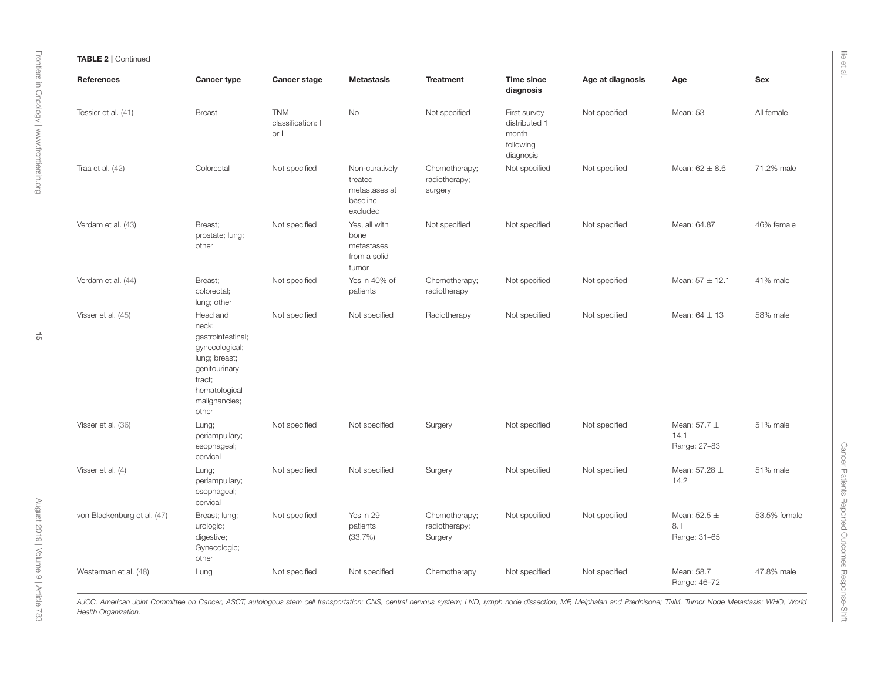**TABLE 2 |** Continued

| References | Cancer type | Cancer stage | Metastasis | Treatment | Time since diagnosis | Age at diagnosis | Age | Sex |
|---|---|---|---|---|---|---|---|---|
| Tessier et al. (41) | Breast | TNM classification: I or II | No | Not specified | First survey distributed 1 month following diagnosis | Not specified | Mean: 53 | All female |
| Traa et al. (42) | Colorectal | Not specified | Non-curatively treated metastases at baseline excluded | Chemotherapy; radiotherapy; surgery | Not specified | Not specified | Mean: 62 ± 8.6 | 71.2% male |
| Verdam et al. (43) | Breast; prostate; lung; other | Not specified | Yes, all with bone metastases from a solid tumor | Not specified | Not specified | Not specified | Mean: 64.87 | 46% female |
| Verdam et al. (44) | Breast; colorectal; lung; other | Not specified | Yes in 40% of patients | Chemotherapy; radiotherapy | Not specified | Not specified | Mean: 57 ± 12.1 | 41% male |
| Visser et al. (45) | Head and neck; gastrointestinal; gynecological; lung; breast; genitourinary tract; hematological malignancies; other | Not specified | Not specified | Radiotherapy | Not specified | Not specified | Mean: 64 ± 13 | 58% male |
| Visser et al. (36) | Lung; periampullary; esophageal; cervical | Not specified | Not specified | Surgery | Not specified | Not specified | Mean: 57.7 ± 14.1 Range: 27–83 | 51% male |
| Visser et al. (4) | Lung; periampullary; esophageal; cervical | Not specified | Not specified | Surgery | Not specified | Not specified | Mean: 57.28 ± 14.2 | 51% male |
| von Blackenburg et al. (47) | Breast; lung; urologic; digestive; Gynecologic; other | Not specified | Yes in 29 patients (33.7%) | Chemotherapy; radiotherapy; Surgery | Not specified | Not specified | Mean: 52.5 ± 8.1 Range: 31–65 | 53.5% female |
| Westerman et al. (48) | Lung | Not specified | Not specified | Chemotherapy | Not specified | Not specified | Mean: 58.7 Range: 46–72 | 47.8% male |

*AJCC, American Joint Committee on Cancer; ASCT, autologous stem cell transportation; CNS, central nervous system; LND, lymph node dissection; MP, Melphalan and Prednisone; TNM, Tumor Node Metastasis; WHO, World Health Organization.*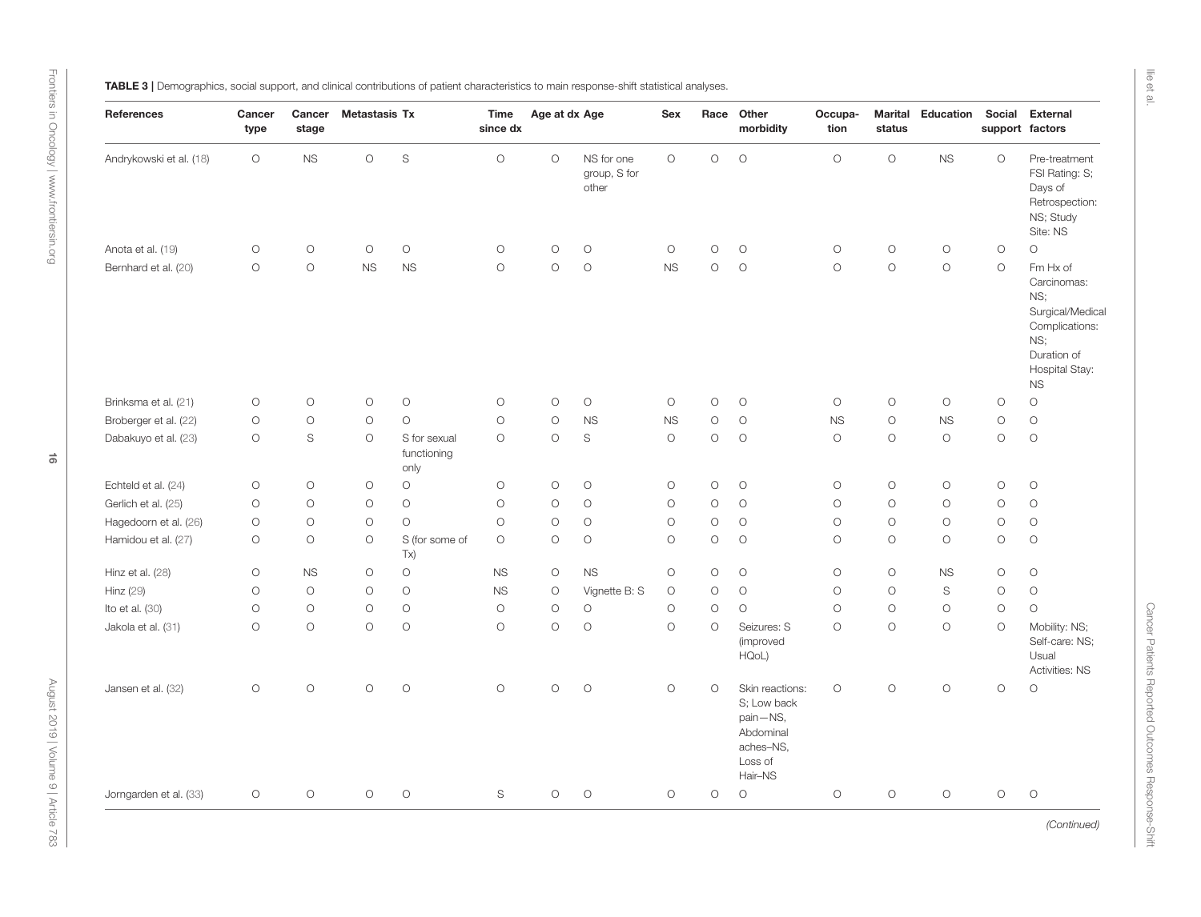**TABLE 3 |** Demographics, social support, and clinical contributions of patient characteristics to main response-shift statistical analyses.

| References | Cancer type | Cancer stage | Metastasis | Tx | Time since dx | Age at dx | Age | Sex | Race | Other morbidity | Occupation | Marital status | Education | Social support | External factors |
|---|---|---|---|---|---|---|---|---|---|---|---|---|---|---|---|
| Andrykowski et al. (18) | O | NS | O | S | O | O | NS for one group, S for other | O | O | O | O | O | NS | O | Pre-treatment FSI Rating: S; Days of Retrospection: NS; Study Site: NS |
| Anota et al. (19) | O | O | O | O | O | O | O | O | O | O | O | O | O | O | O |
| Bernhard et al. (20) | O | O | NS | NS | O | O | O | NS | O | O | O | O | O | O | Fm Hx of Carcinomas: NS; Surgical/Medical Complications: NS; Duration of Hospital Stay: NS |
| Brinksma et al. (21) | O | O | O | O | O | O | O | O | O | O | O | O | O | O | O |
| Broberger et al. (22) | O | O | O | O | O | O | NS | NS | O | O | NS | O | NS | O | O |
| Dabakuyo et al. (23) | O | S | O | S for sexual functioning only | O | O | S | O | O | O | O | O | O | O | O |
| Echteld et al. (24) | O | O | O | O | O | O | O | O | O | O | O | O | O | O | O |
| Gerlich et al. (25) | O | O | O | O | O | O | O | O | O | O | O | O | O | O | O |
| Hagedoorn et al. (26) | O | O | O | O | O | O | O | O | O | O | O | O | O | O | O |
| Hamidou et al. (27) | O | O | O | S (for some of Tx) | O | O | O | O | O | O | O | O | O | O | O |
| Hinz et al. (28) | O | NS | O | O | NS | O | NS | O | O | O | O | O | NS | O | O |
| Hinz (29) | O | O | O | O | NS | O | Vignette B: S | O | O | O | O | O | S | O | O |
| Ito et al. (30) | O | O | O | O | O | O | O | O | O | O | O | O | O | O | O |
| Jakola et al. (31) | O | O | O | O | O | O | O | O | O | Seizures: S (improved HQoL) | O | O | O | O | Mobility: NS; Self-care: NS; Usual Activities: NS |
| Jansen et al. (32) | O | O | O | O | O | O | O | O | O | Skin reactions: S; Low back pain—NS, Abdominal aches–NS, Loss of Hair–NS | O | O | O | O | O |
| Jorngarden et al. (33) | O | O | O | O | S | O | O | O | O | O | O | O | O | O | O |

*(Continued)*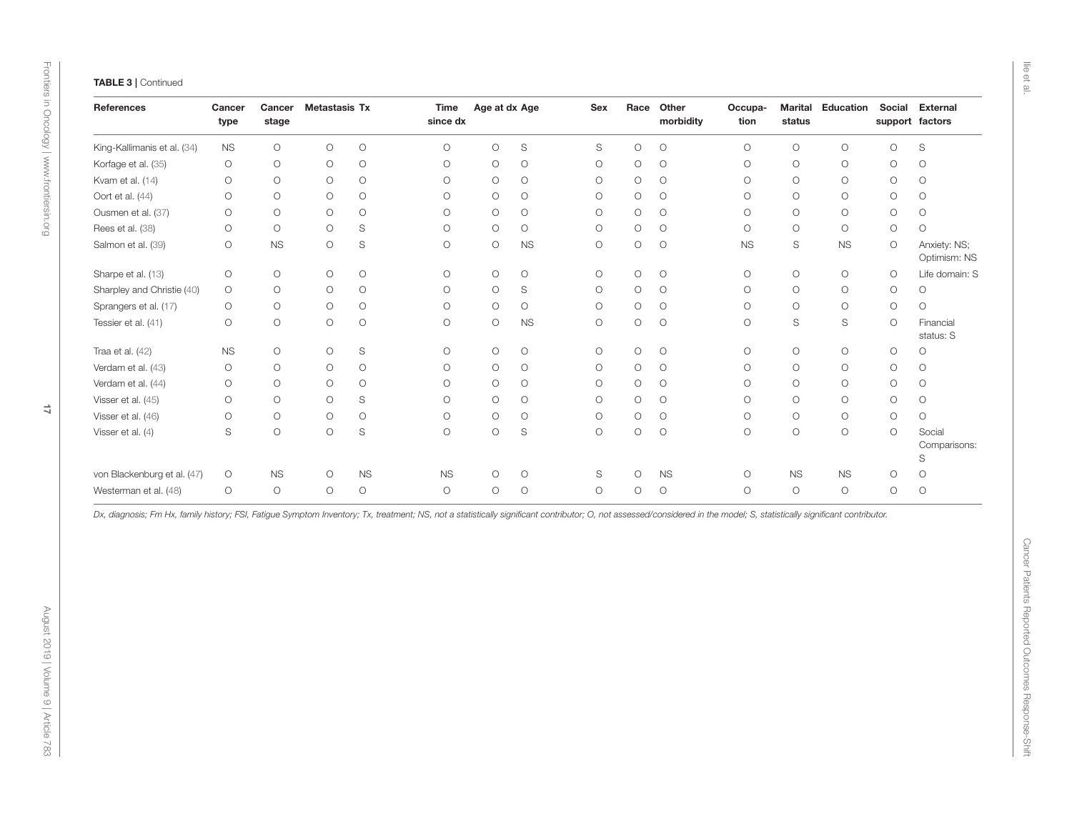**TABLE 3 |** Continued

| References | Cancer type | Cancer stage | Metastasis | Tx | Time since dx | Age at dx | Age | Sex | Race | Other morbidity | Occupa-tion | Marital status | Education | Social support | External factors |
|---|---|---|---|---|---|---|---|---|---|---|---|---|---|---|---|
| King-Kallimanis et al. (34) | NS | O | O | O | O | O | S | S | O | O | O | O | O | O | S |
| Korfage et al. (35) | O | O | O | O | O | O | O | O | O | O | O | O | O | O | O |
| Kvam et al. (14) | O | O | O | O | O | O | O | O | O | O | O | O | O | O | O |
| Oort et al. (44) | O | O | O | O | O | O | O | O | O | O | O | O | O | O | O |
| Ousmen et al. (37) | O | O | O | O | O | O | O | O | O | O | O | O | O | O | O |
| Rees et al. (38) | O | O | O | S | O | O | O | O | O | O | O | O | O | O | O |
| Salmon et al. (39) | O | NS | O | S | O | O | NS | O | O | O | NS | S | NS | O | Anxiety: NS; Optimism: NS |
| Sharpe et al. (13) | O | O | O | O | O | O | O | O | O | O | O | O | O | O | Life domain: S |
| Sharpley and Christie (40) | O | O | O | O | O | O | S | O | O | O | O | O | O | O | O |
| Sprangers et al. (17) | O | O | O | O | O | O | O | O | O | O | O | O | O | O | O |
| Tessier et al. (41) | O | O | O | O | O | O | NS | O | O | O | O | S | S | O | Financial status: S |
| Traa et al. (42) | NS | O | O | S | O | O | O | O | O | O | O | O | O | O | O |
| Verdam et al. (43) | O | O | O | O | O | O | O | O | O | O | O | O | O | O | O |
| Verdam et al. (44) | O | O | O | O | O | O | O | O | O | O | O | O | O | O | O |
| Visser et al. (45) | O | O | O | S | O | O | O | O | O | O | O | O | O | O | O |
| Visser et al. (46) | O | O | O | O | O | O | O | O | O | O | O | O | O | O | O |
| Visser et al. (4) | S | O | O | S | O | O | S | O | O | O | O | O | O | O | Social Comparisons: S |
| von Blackenburg et al. (47) | O | NS | O | NS | NS | O | O | S | O | NS | O | NS | NS | O | O |
| Westerman et al. (48) | O | O | O | O | O | O | O | O | O | O | O | O | O | O | O |

*Dx, diagnosis; Fm Hx, family history; FSI, Fatigue Symptom Inventory; Tx, treatment; NS, not a statistically significant contributor; O, not assessed/considered in the model; S, statistically significant contributor.*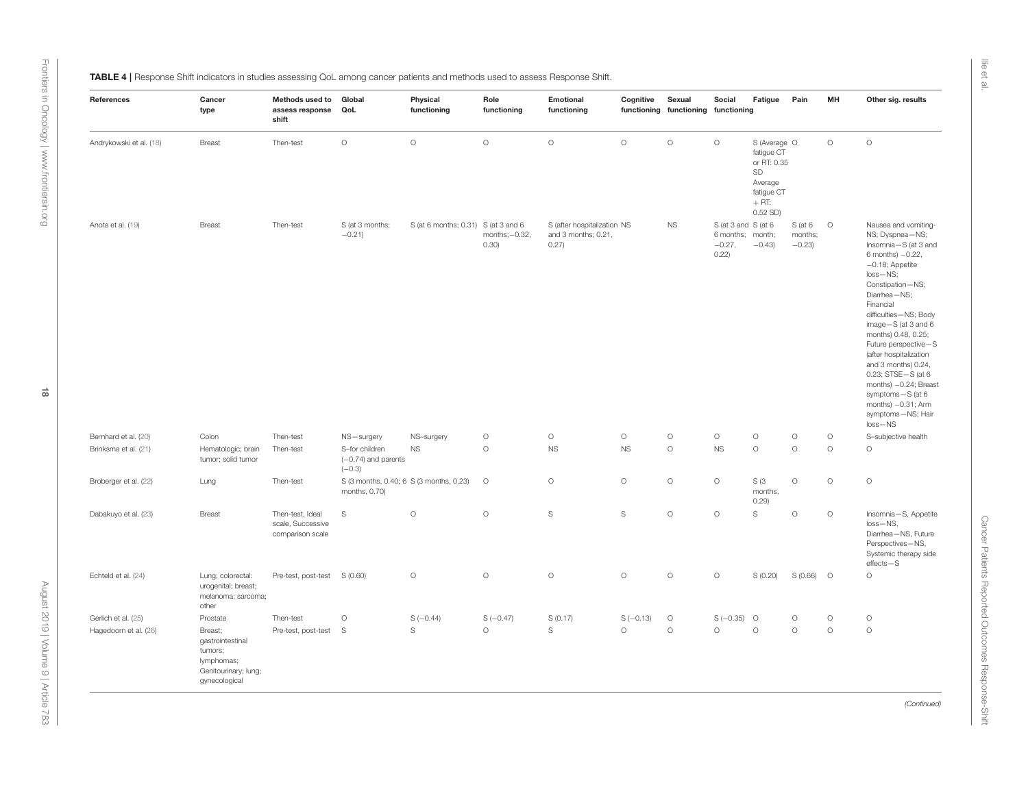**TABLE 4 |** Response Shift indicators in studies assessing QoL among cancer patients and methods used to assess Response Shift.

| References | Cancer type | Methods used to assess response shift | Global QoL | Physical functioning | Role functioning | Emotional functioning | Cognitive functioning | Sexual functioning | Social functioning | Fatigue | Pain | MH | Other sig. results |
|---|---|---|---|---|---|---|---|---|---|---|---|---|---|
| Andrykowski et al. (18) | Breast | Then-test | O | O | O | O | O | O | O | S (Average fatigue CT or RT: 0.35 SD Average fatigue CT + RT: 0.52 SD) | O | O | O |
| Anota et al. (19) | Breast | Then-test | S (at 3 months; −0.21) | S (at 6 months; 0.31) | S (at 3 and 6 months;−0.32, 0.30) | S (after hospitalization and 3 months; 0.21, 0.27) | NS | NS | S (at 3 and 6 months; −0.27, 0.22) | S (at 6 month; −0.43) | S (at 6 months; −0.23) | O | Nausea and vomiting-NS; Dyspnea—NS; Insomnia—S (at 3 and 6 months) −0.22, −0.18; Appetite loss—NS; Constipation—NS; Diarrhea—NS; Financial difficulties—NS; Body image—S (at 3 and 6 months) 0.48, 0.25; Future perspective—S (after hospitalization and 3 months) 0.24, 0.23; STSE—S (at 6 months) −0.24; Breast symptoms—S (at 6 months) −0.31; Arm symptoms—NS; Hair loss—NS |
| Bernhard et al. (20) | Colon | Then-test | NS—surgery | NS–surgery | O | O | O | O | O | O | O | O | S–subjective health |
| Brinksma et al. (21) | Hematologic; brain tumor; solid tumor | Then-test | S–for children (−0.74) and parents (−0.3) | NS | O | NS | NS | O | NS | O | O | O | O |
| Broberger et al. (22) | Lung | Then-test | S (3 months, 0.40; 6 months, 0.70) | S (3 months, 0.23) | O | O | O | O | O | S (3 months, 0.29) | O | O | O |
| Dabakuyo et al. (23) | Breast | Then-test, Ideal scale, Successive comparison scale | S | O | O | S | S | O | O | S | O | O | Insomnia—S, Appetite loss—NS, Diarrhea—NS, Future Perspectives—NS, Systemic therapy side effects—S |
| Echteld et al. (24) | Lung; colorectal: urogenital; breast; melanoma; sarcoma; other | Pre-test, post-test | S (0.60) | O | O | O | O | O | O | S (0.20) | S (0.66) | O | O |
| Gerlich et al. (25) | Prostate | Then-test | O | S (−0.44) | S (−0.47) | S (0.17) | S (−0.13) | O | S (−0.35) | O | O | O | O |
| Hagedoorn et al. (26) | Breast; gastrointestinal tumors; lymphomas; Genitourinary; lung; gynecological | Pre-test, post-test | S | S | O | S | O | O | O | O | O | O | O |

*(Continued)*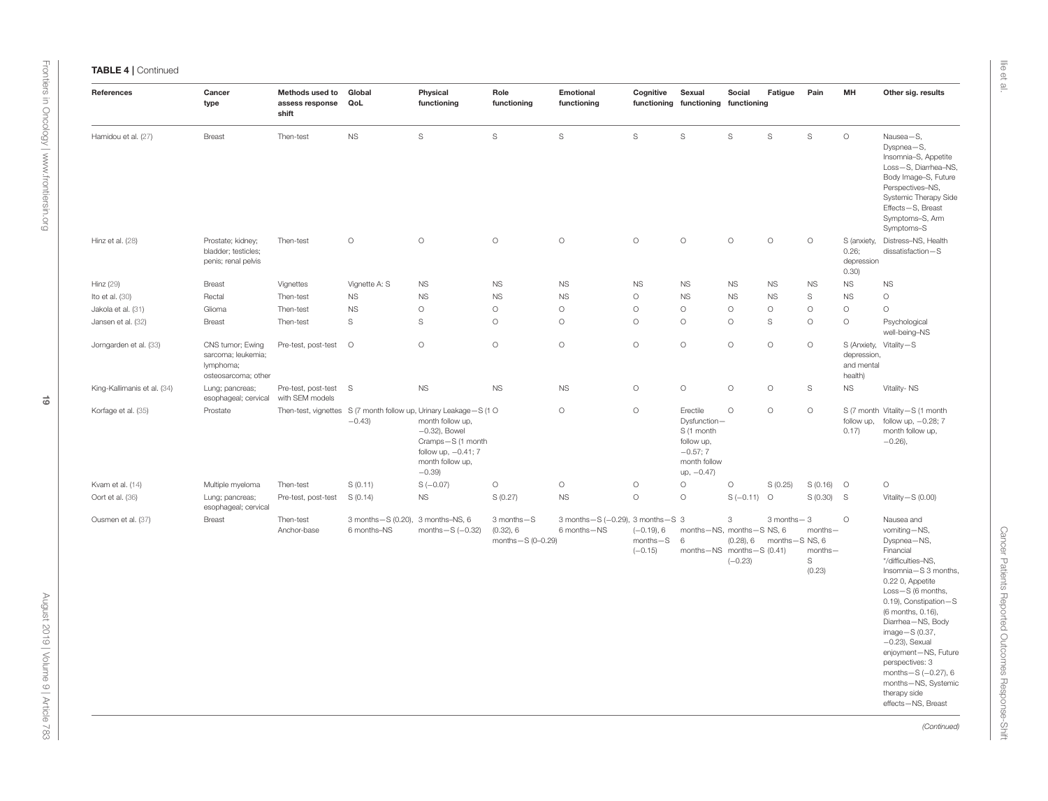**TABLE 4 | Continued**

| References | Cancer type | Methods used to assess response shift | Global QoL | Physical functioning | Role functioning | Emotional functioning | Cognitive functioning | Sexual functioning | Social functioning | Fatigue | Pain | MH | Other sig. results |
|---|---|---|---|---|---|---|---|---|---|---|---|---|---|
| Hamidou et al. (27) | Breast | Then-test | NS | S | S | S | S | S | S | S | S | O | Nausea−S, Dyspnea−S, Insomnia–S, Appetite Loss−S, Diarrhea–NS, Body Image–S, Future Perspectives–NS, Systemic Therapy Side Effects−S, Breast Symptoms–S, Arm Symptoms–S |
| Hinz et al. (28) | Prostate; kidney; bladder; testicles; penis; renal pelvis | Then-test | O | O | O | O | O | O | O | O | O | S (anxiety, 0.26; depression 0.30) | Distress–NS, Health dissatisfaction−S |
| Hinz (29) | Breast | Vignettes | Vignette A: S | NS | NS | NS | NS | NS | NS | NS | NS | NS | NS |
| Ito et al. (30) | Rectal | Then-test | NS | NS | NS | NS | O | NS | NS | NS | S | NS | O |
| Jakola et al. (31) | Glioma | Then-test | NS | O | O | O | O | O | O | O | O | O | O |
| Jansen et al. (32) | Breast | Then-test | S | S | O | O | O | O | O | S | O | O | Psychological well-being–NS |
| Jorngarden et al. (33) | CNS tumor; Ewing sarcoma; leukemia; lymphoma; osteosarcoma; other | Pre-test, post-test | O | O | O | O | O | O | O | O | O | S (Anxiety, depression, and mental health) | Vitality−S |
| King-Kallimanis et al. (34) | Lung; pancreas; esophageal; cervical | Pre-test, post-test with SEM models | S | NS | NS | NS | O | O | O | O | S | NS | Vitality- NS |
| Korfage et al. (35) | Prostate | Then-test, vignettes | S (7 month follow up, −0.43) | Urinary Leakage−S (1 month follow up, −0.32), Bowel Cramps−S (1 month follow up, −0.41; 7 month follow up, −0.39) | O | O | O | Erectile Dysfunction−S (1 month follow up, −0.57; 7 month follow up, −0.47) | O | O | O | S (7 month follow up, 0.17) | Vitality−S (1 month follow up, −0.28; 7 month follow up, −0.26), |
| Kvam et al. (14) | Multiple myeloma | Then-test | S (0.11) | S (−0.07) | O | O | O | O | O | S (0.25) | S (0.16) | O | O |
| Oort et al. (36) | Lung; pancreas; esophageal; cervical | Pre-test, post-test | S (0.14) | NS | S (0.27) | NS | O | O | S (−0.11) | O | S (0.30) | S | Vitality−S (0.00) |
| Ousmen et al. (37) | Breast | Then-test Anchor-base | 3 months−S (0.20), 6 months–NS | 3 months–NS, 6 months−S (−0.32) | 3 months−S (0.32), 6 months−S (0–0.29) | 3 months−S (−0.29), 6 months−NS | 3 months−S (−0.19), 6 months−S (−0.15) | 3 months−NS, 6 months−NS | 3 months−S (0.28), 6 months−S (−0.23) | 3 months−S NS, 6 months−S (0.41) | 3 months−NS, 6 months−S (0.23) | O | Nausea and vomiting−NS, Dyspnea−NS, Financial */difficulties–NS, Insomnia−S 3 months, 0.22 0, Appetite Loss−S (6 months, 0.19), Constipation−S (6 months, 0.16), Diarrhea−NS, Body image−S (0.37, −0.23), Sexual enjoyment−NS, Future perspectives: 3 months−S (−0.27), 6 months−NS, Systemic therapy side effects−NS, Breast |

*(Continued)*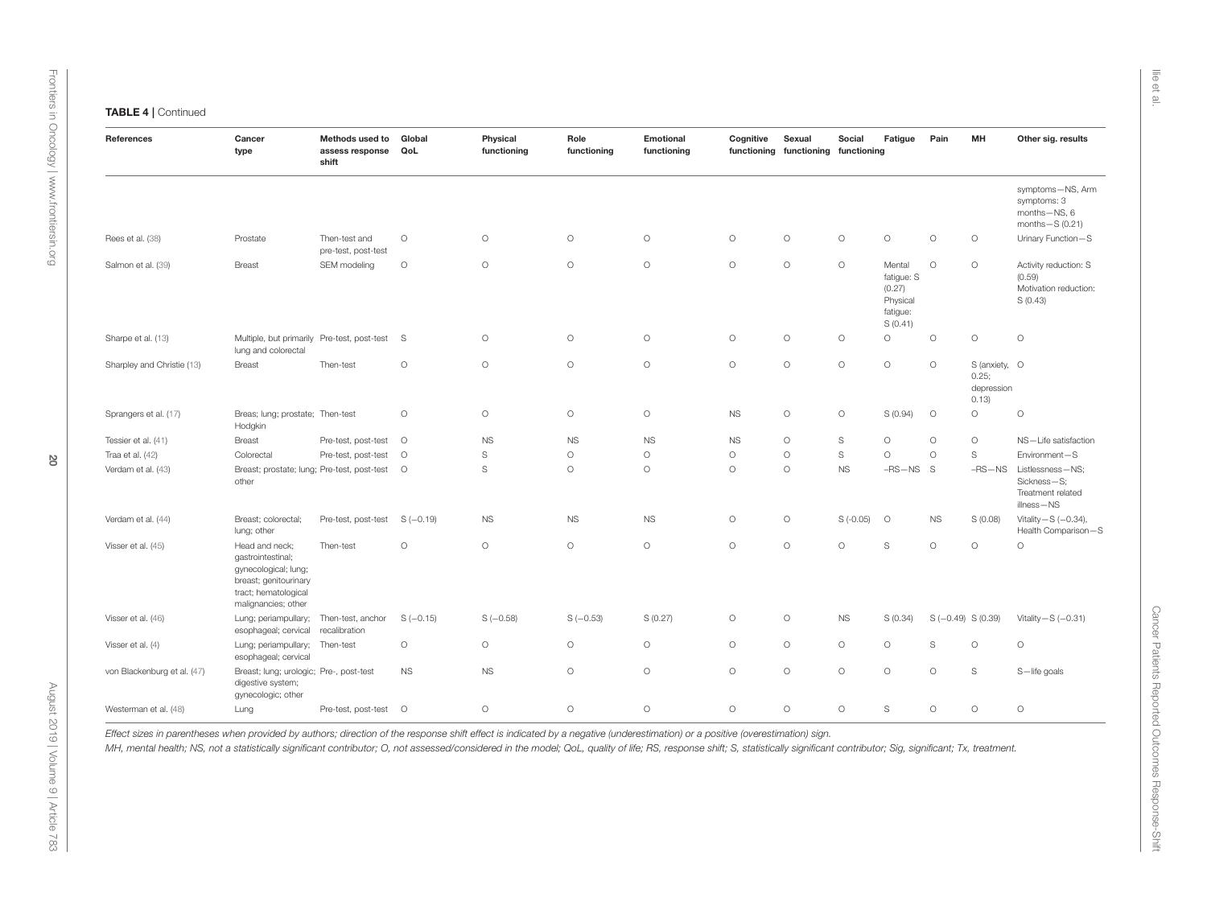**TABLE 4 |** Continued

| References | Cancer type | Methods used to assess response shift | Global QoL | Physical functioning | Role functioning | Emotional functioning | Cognitive functioning | Sexual functioning | Social functioning | Fatigue | Pain | MH | Other sig. results |
|---|---|---|---|---|---|---|---|---|---|---|---|---|---|
| | | | | | | | | | | | | | symptoms—NS, Arm symptoms: 3 months—NS, 6 months—S (0.21) |
| Rees et al. (38) | Prostate | Then-test and pre-test, post-test | O | O | O | O | O | O | O | O | O | O | Urinary Function—S |
| Salmon et al. (39) | Breast | SEM modeling | O | O | O | O | O | O | O | Mental fatigue: S (0.27) Physical fatigue: S (0.41) | O | O | Activity reduction: S (0.59) Motivation reduction: S (0.43) |
| Sharpe et al. (13) | Multiple, but primarily lung and colorectal | Pre-test, post-test | S | O | O | O | O | O | O | O | O | O | O |
| Sharpley and Christie (13) | Breast | Then-test | O | O | O | O | O | O | O | O | O | S (anxiety, 0.25; depression 0.13) | O |
| Sprangers et al. (17) | Breas; lung; prostate; Hodgkin | Then-test | O | O | O | O | NS | O | O | S (0.94) | O | O | O |
| Tessier et al. (41) | Breast | Pre-test, post-test | O | NS | NS | NS | NS | O | S | O | O | O | NS—Life satisfaction |
| Traa et al. (42) | Colorectal | Pre-test, post-test | O | S | O | O | O | O | S | O | O | S | Environment—S |
| Verdam et al. (43) | Breast; prostate; lung; other | Pre-test, post-test | O | S | O | O | O | O | NS | –RS—NS | S | –RS—NS | Listlessness—NS; Sickness—S; Treatment related illness—NS |
| Verdam et al. (44) | Breast; colorectal; lung; other | Pre-test, post-test | S (−0.19) | NS | NS | NS | O | O | S (-0.05) | O | NS | S (0.08) | Vitality—S (−0.34), Health Comparison—S |
| Visser et al. (45) | Head and neck; gastrointestinal; gynecological; lung; breast; genitourinary tract; hematological malignancies; other | Then-test | O | O | O | O | O | O | O | S | O | O | O |
| Visser et al. (46) | Lung; periampullary; esophageal; cervical | Then-test, anchor recalibration | S (−0.15) | S (−0.58) | S (−0.53) | S (0.27) | O | O | NS | S (0.34) | S (−0.49) | S (0.39) | Vitality—S (−0.31) |
| Visser et al. (4) | Lung; periampullary; esophageal; cervical | Then-test | O | O | O | O | O | O | O | O | S | O | O |
| von Blackenburg et al. (47) | Breast; lung; urologic; digestive system; gynecologic; other | Pre-, post-test | NS | NS | O | O | O | O | O | O | O | S | S—life goals |
| Westerman et al. (48) | Lung | Pre-test, post-test | O | O | O | O | O | O | O | S | O | O | O |

*Effect sizes in parentheses when provided by authors; direction of the response shift effect is indicated by a negative (underestimation) or a positive (overestimation) sign.*

*MH, mental health; NS, not a statistically significant contributor; O, not assessed/considered in the model; QoL, quality of life; RS, response shift; S, statistically significant contributor; Sig, significant; Tx, treatment.*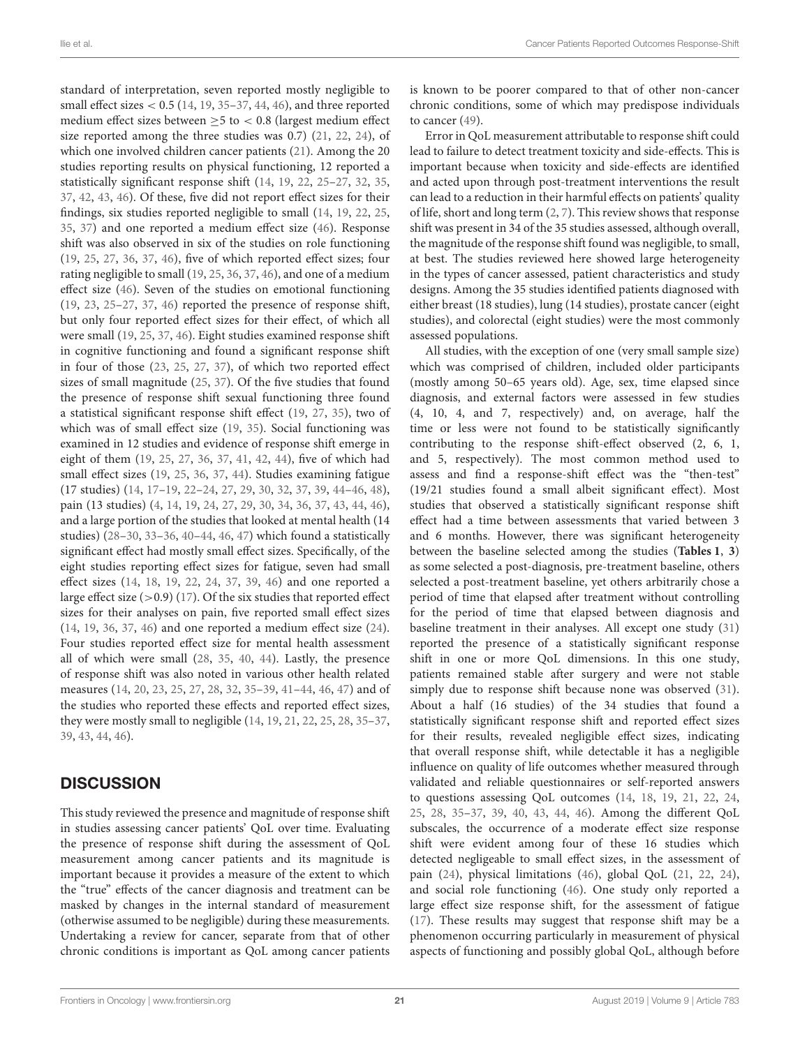standard of interpretation, seven reported mostly negligible to small effect sizes < 0.5 (14, 19, 35–37, 44, 46), and three reported medium effect sizes between ≥5 to < 0.8 (largest medium effect size reported among the three studies was 0.7) (21, 22, 24), of which one involved children cancer patients (21). Among the 20 studies reporting results on physical functioning, 12 reported a statistically significant response shift (14, 19, 22, 25–27, 32, 35, 37, 42, 43, 46). Of these, five did not report effect sizes for their findings, six studies reported negligible to small (14, 19, 22, 25, 35, 37) and one reported a medium effect size (46). Response shift was also observed in six of the studies on role functioning (19, 25, 27, 36, 37, 46), five of which reported effect sizes; four rating negligible to small (19, 25, 36, 37, 46), and one of a medium effect size (46). Seven of the studies on emotional functioning (19, 23, 25–27, 37, 46) reported the presence of response shift, but only four reported effect sizes for their effect, of which all were small (19, 25, 37, 46). Eight studies examined response shift in cognitive functioning and found a significant response shift in four of those (23, 25, 27, 37), of which two reported effect sizes of small magnitude (25, 37). Of the five studies that found the presence of response shift sexual functioning three found a statistical significant response shift effect (19, 27, 35), two of which was of small effect size (19, 35). Social functioning was examined in 12 studies and evidence of response shift emerge in eight of them (19, 25, 27, 36, 37, 41, 42, 44), five of which had small effect sizes (19, 25, 36, 37, 44). Studies examining fatigue (17 studies) (14, 17–19, 22–24, 27, 29, 30, 32, 37, 39, 44–46, 48), pain (13 studies) (4, 14, 19, 24, 27, 29, 30, 34, 36, 37, 43, 44, 46), and a large portion of the studies that looked at mental health (14 studies) (28–30, 33–36, 40–44, 46, 47) which found a statistically significant effect had mostly small effect sizes. Specifically, of the eight studies reporting effect sizes for fatigue, seven had small effect sizes (14, 18, 19, 22, 24, 37, 39, 46) and one reported a large effect size (>0.9) (17). Of the six studies that reported effect sizes for their analyses on pain, five reported small effect sizes (14, 19, 36, 37, 46) and one reported a medium effect size (24). Four studies reported effect size for mental health assessment all of which were small (28, 35, 40, 44). Lastly, the presence of response shift was also noted in various other health related measures (14, 20, 23, 25, 27, 28, 32, 35–39, 41–44, 46, 47) and of the studies who reported these effects and reported effect sizes, they were mostly small to negligible (14, 19, 21, 22, 25, 28, 35–37, 39, 43, 44, 46).

## DISCUSSION

This study reviewed the presence and magnitude of response shift in studies assessing cancer patients' QoL over time. Evaluating the presence of response shift during the assessment of QoL measurement among cancer patients and its magnitude is important because it provides a measure of the extent to which the "true" effects of the cancer diagnosis and treatment can be masked by changes in the internal standard of measurement (otherwise assumed to be negligible) during these measurements. Undertaking a review for cancer, separate from that of other chronic conditions is important as QoL among cancer patients is known to be poorer compared to that of other non-cancer chronic conditions, some of which may predispose individuals to cancer (49).

Error in QoL measurement attributable to response shift could lead to failure to detect treatment toxicity and side-effects. This is important because when toxicity and side-effects are identified and acted upon through post-treatment interventions the result can lead to a reduction in their harmful effects on patients' quality of life, short and long term (2, 7). This review shows that response shift was present in 34 of the 35 studies assessed, although overall, the magnitude of the response shift found was negligible, to small, at best. The studies reviewed here showed large heterogeneity in the types of cancer assessed, patient characteristics and study designs. Among the 35 studies identified patients diagnosed with either breast (18 studies), lung (14 studies), prostate cancer (eight studies), and colorectal (eight studies) were the most commonly assessed populations.

All studies, with the exception of one (very small sample size) which was comprised of children, included older participants (mostly among 50–65 years old). Age, sex, time elapsed since diagnosis, and external factors were assessed in few studies (4, 10, 4, and 7, respectively) and, on average, half the time or less were not found to be statistically significantly contributing to the response shift-effect observed (2, 6, 1, and 5, respectively). The most common method used to assess and find a response-shift effect was the "then-test" (19/21 studies found a small albeit significant effect). Most studies that observed a statistically significant response shift effect had a time between assessments that varied between 3 and 6 months. However, there was significant heterogeneity between the baseline selected among the studies (**Tables 1**, **3**) as some selected a post-diagnosis, pre-treatment baseline, others selected a post-treatment baseline, yet others arbitrarily chose a period of time that elapsed after treatment without controlling for the period of time that elapsed between diagnosis and baseline treatment in their analyses. All except one study (31) reported the presence of a statistically significant response shift in one or more QoL dimensions. In this one study, patients remained stable after surgery and were not stable simply due to response shift because none was observed (31). About a half (16 studies) of the 34 studies that found a statistically significant response shift and reported effect sizes for their results, revealed negligible effect sizes, indicating that overall response shift, while detectable it has a negligible influence on quality of life outcomes whether measured through validated and reliable questionnaires or self-reported answers to questions assessing QoL outcomes (14, 18, 19, 21, 22, 24, 25, 28, 35–37, 39, 40, 43, 44, 46). Among the different QoL subscales, the occurrence of a moderate effect size response shift were evident among four of these 16 studies which detected negligeable to small effect sizes, in the assessment of pain (24), physical limitations (46), global QoL (21, 22, 24), and social role functioning (46). One study only reported a large effect size response shift, for the assessment of fatigue (17). These results may suggest that response shift may be a phenomenon occurring particularly in measurement of physical aspects of functioning and possibly global QoL, although before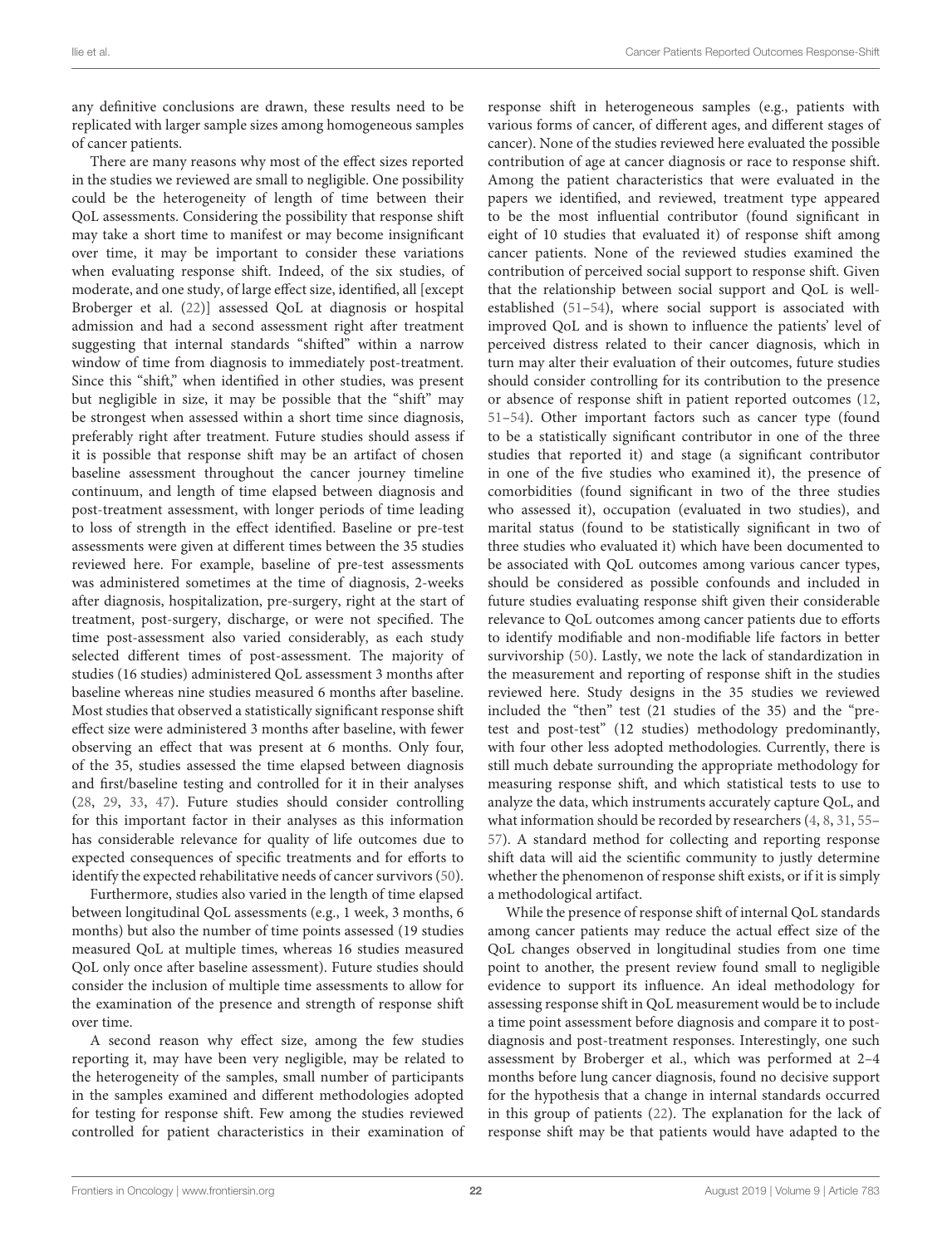any definitive conclusions are drawn, these results need to be replicated with larger sample sizes among homogeneous samples of cancer patients.

There are many reasons why most of the effect sizes reported in the studies we reviewed are small to negligible. One possibility could be the heterogeneity of length of time between their QoL assessments. Considering the possibility that response shift may take a short time to manifest or may become insignificant over time, it may be important to consider these variations when evaluating response shift. Indeed, of the six studies, of moderate, and one study, of large effect size, identified, all [except Broberger et al. (22)] assessed QoL at diagnosis or hospital admission and had a second assessment right after treatment suggesting that internal standards "shifted" within a narrow window of time from diagnosis to immediately post-treatment. Since this "shift," when identified in other studies, was present but negligible in size, it may be possible that the "shift" may be strongest when assessed within a short time since diagnosis, preferably right after treatment. Future studies should assess if it is possible that response shift may be an artifact of chosen baseline assessment throughout the cancer journey timeline continuum, and length of time elapsed between diagnosis and post-treatment assessment, with longer periods of time leading to loss of strength in the effect identified. Baseline or pre-test assessments were given at different times between the 35 studies reviewed here. For example, baseline of pre-test assessments was administered sometimes at the time of diagnosis, 2-weeks after diagnosis, hospitalization, pre-surgery, right at the start of treatment, post-surgery, discharge, or were not specified. The time post-assessment also varied considerably, as each study selected different times of post-assessment. The majority of studies (16 studies) administered QoL assessment 3 months after baseline whereas nine studies measured 6 months after baseline. Most studies that observed a statistically significant response shift effect size were administered 3 months after baseline, with fewer observing an effect that was present at 6 months. Only four, of the 35, studies assessed the time elapsed between diagnosis and first/baseline testing and controlled for it in their analyses (28, 29, 33, 47). Future studies should consider controlling for this important factor in their analyses as this information has considerable relevance for quality of life outcomes due to expected consequences of specific treatments and for efforts to identify the expected rehabilitative needs of cancer survivors (50).

Furthermore, studies also varied in the length of time elapsed between longitudinal QoL assessments (e.g., 1 week, 3 months, 6 months) but also the number of time points assessed (19 studies measured QoL at multiple times, whereas 16 studies measured QoL only once after baseline assessment). Future studies should consider the inclusion of multiple time assessments to allow for the examination of the presence and strength of response shift over time.

A second reason why effect size, among the few studies reporting it, may have been very negligible, may be related to the heterogeneity of the samples, small number of participants in the samples examined and different methodologies adopted for testing for response shift. Few among the studies reviewed controlled for patient characteristics in their examination of response shift in heterogeneous samples (e.g., patients with various forms of cancer, of different ages, and different stages of cancer). None of the studies reviewed here evaluated the possible contribution of age at cancer diagnosis or race to response shift. Among the patient characteristics that were evaluated in the papers we identified, and reviewed, treatment type appeared to be the most influential contributor (found significant in eight of 10 studies that evaluated it) of response shift among cancer patients. None of the reviewed studies examined the contribution of perceived social support to response shift. Given that the relationship between social support and QoL is well-established (51–54), where social support is associated with improved QoL and is shown to influence the patients' level of perceived distress related to their cancer diagnosis, which in turn may alter their evaluation of their outcomes, future studies should consider controlling for its contribution to the presence or absence of response shift in patient reported outcomes (12, 51–54). Other important factors such as cancer type (found to be a statistically significant contributor in one of the three studies that reported it) and stage (a significant contributor in one of the five studies who examined it), the presence of comorbidities (found significant in two of the three studies who assessed it), occupation (evaluated in two studies), and marital status (found to be statistically significant in two of three studies who evaluated it) which have been documented to be associated with QoL outcomes among various cancer types, should be considered as possible confounds and included in future studies evaluating response shift given their considerable relevance to QoL outcomes among cancer patients due to efforts to identify modifiable and non-modifiable life factors in better survivorship (50). Lastly, we note the lack of standardization in the measurement and reporting of response shift in the studies reviewed here. Study designs in the 35 studies we reviewed included the "then" test (21 studies of the 35) and the "pre-test and post-test" (12 studies) methodology predominantly, with four other less adopted methodologies. Currently, there is still much debate surrounding the appropriate methodology for measuring response shift, and which statistical tests to use to analyze the data, which instruments accurately capture QoL, and what information should be recorded by researchers (4, 8, 31, 55–57). A standard method for collecting and reporting response shift data will aid the scientific community to justly determine whether the phenomenon of response shift exists, or if it is simply a methodological artifact.

While the presence of response shift of internal QoL standards among cancer patients may reduce the actual effect size of the QoL changes observed in longitudinal studies from one time point to another, the present review found small to negligible evidence to support its influence. An ideal methodology for assessing response shift in QoL measurement would be to include a time point assessment before diagnosis and compare it to post-diagnosis and post-treatment responses. Interestingly, one such assessment by Broberger et al., which was performed at 2–4 months before lung cancer diagnosis, found no decisive support for the hypothesis that a change in internal standards occurred in this group of patients (22). The explanation for the lack of response shift may be that patients would have adapted to the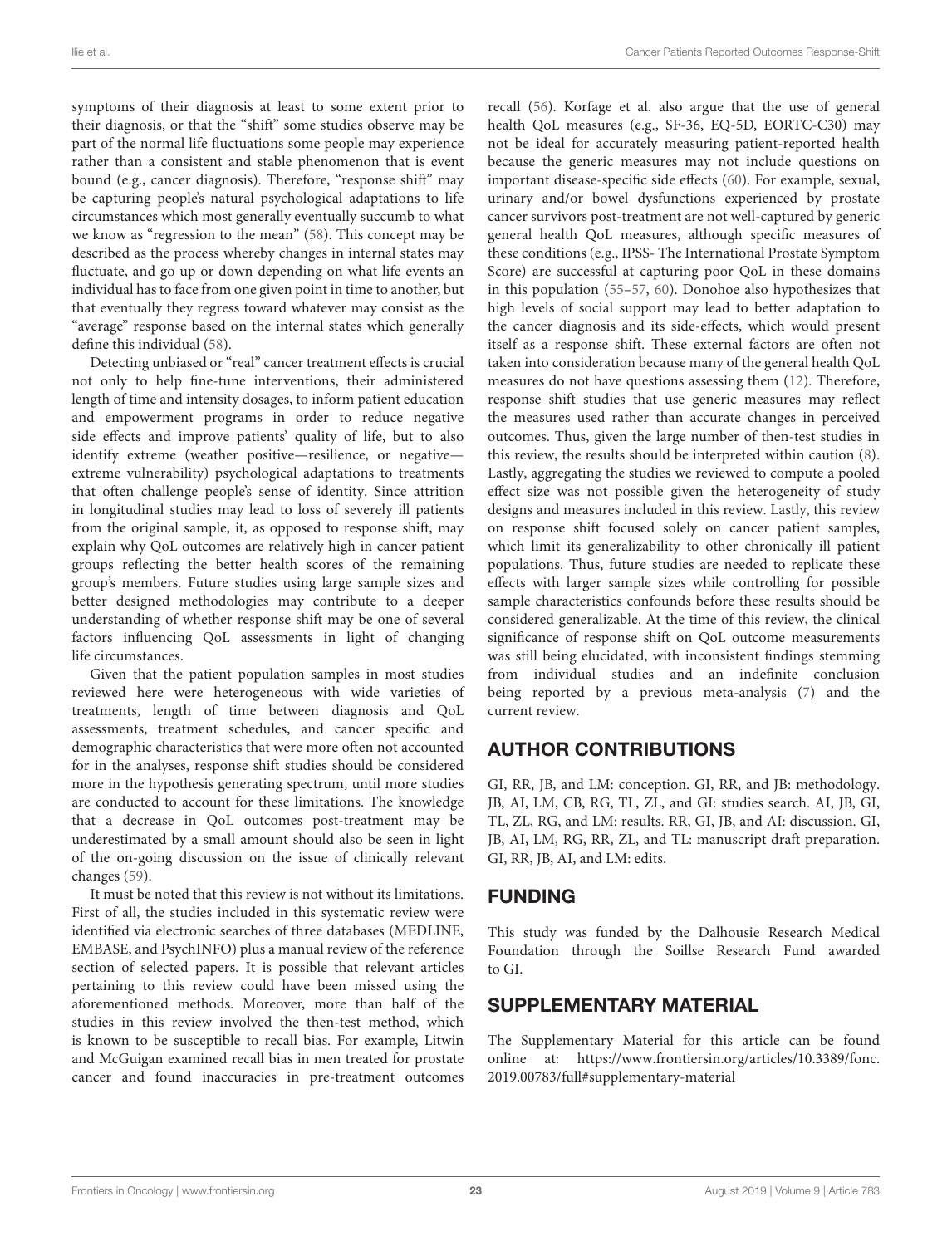symptoms of their diagnosis at least to some extent prior to their diagnosis, or that the "shift" some studies observe may be part of the normal life fluctuations some people may experience rather than a consistent and stable phenomenon that is event bound (e.g., cancer diagnosis). Therefore, "response shift" may be capturing people's natural psychological adaptations to life circumstances which most generally eventually succumb to what we know as "regression to the mean" (58). This concept may be described as the process whereby changes in internal states may fluctuate, and go up or down depending on what life events an individual has to face from one given point in time to another, but that eventually they regress toward whatever may consist as the "average" response based on the internal states which generally define this individual (58).

Detecting unbiased or "real" cancer treatment effects is crucial not only to help fine-tune interventions, their administered length of time and intensity dosages, to inform patient education and empowerment programs in order to reduce negative side effects and improve patients' quality of life, but to also identify extreme (weather positive—resilience, or negative—extreme vulnerability) psychological adaptations to treatments that often challenge people's sense of identity. Since attrition in longitudinal studies may lead to loss of severely ill patients from the original sample, it, as opposed to response shift, may explain why QoL outcomes are relatively high in cancer patient groups reflecting the better health scores of the remaining group's members. Future studies using large sample sizes and better designed methodologies may contribute to a deeper understanding of whether response shift may be one of several factors influencing QoL assessments in light of changing life circumstances.

Given that the patient population samples in most studies reviewed here were heterogeneous with wide varieties of treatments, length of time between diagnosis and QoL assessments, treatment schedules, and cancer specific and demographic characteristics that were more often not accounted for in the analyses, response shift studies should be considered more in the hypothesis generating spectrum, until more studies are conducted to account for these limitations. The knowledge that a decrease in QoL outcomes post-treatment may be underestimated by a small amount should also be seen in light of the on-going discussion on the issue of clinically relevant changes (59).

It must be noted that this review is not without its limitations. First of all, the studies included in this systematic review were identified via electronic searches of three databases (MEDLINE, EMBASE, and PsychINFO) plus a manual review of the reference section of selected papers. It is possible that relevant articles pertaining to this review could have been missed using the aforementioned methods. Moreover, more than half of the studies in this review involved the then-test method, which is known to be susceptible to recall bias. For example, Litwin and McGuigan examined recall bias in men treated for prostate cancer and found inaccuracies in pre-treatment outcomes recall (56). Korfage et al. also argue that the use of general health QoL measures (e.g., SF-36, EQ-5D, EORTC-C30) may not be ideal for accurately measuring patient-reported health because the generic measures may not include questions on important disease-specific side effects (60). For example, sexual, urinary and/or bowel dysfunctions experienced by prostate cancer survivors post-treatment are not well-captured by generic general health QoL measures, although specific measures of these conditions (e.g., IPSS- The International Prostate Symptom Score) are successful at capturing poor QoL in these domains in this population (55–57, 60). Donohoe also hypothesizes that high levels of social support may lead to better adaptation to the cancer diagnosis and its side-effects, which would present itself as a response shift. These external factors are often not taken into consideration because many of the general health QoL measures do not have questions assessing them (12). Therefore, response shift studies that use generic measures may reflect the measures used rather than accurate changes in perceived outcomes. Thus, given the large number of then-test studies in this review, the results should be interpreted within caution (8). Lastly, aggregating the studies we reviewed to compute a pooled effect size was not possible given the heterogeneity of study designs and measures included in this review. Lastly, this review on response shift focused solely on cancer patient samples, which limit its generalizability to other chronically ill patient populations. Thus, future studies are needed to replicate these effects with larger sample sizes while controlling for possible sample characteristics confounds before these results should be considered generalizable. At the time of this review, the clinical significance of response shift on QoL outcome measurements was still being elucidated, with inconsistent findings stemming from individual studies and an indefinite conclusion being reported by a previous meta-analysis (7) and the current review.

## AUTHOR CONTRIBUTIONS

GI, RR, JB, and LM: conception. GI, RR, and JB: methodology. JB, AI, LM, CB, RG, TL, ZL, and GI: studies search. AI, JB, GI, TL, ZL, RG, and LM: results. RR, GI, JB, and AI: discussion. GI, JB, AI, LM, RG, RR, ZL, and TL: manuscript draft preparation. GI, RR, JB, AI, and LM: edits.

## FUNDING

This study was funded by the Dalhousie Research Medical Foundation through the Soillse Research Fund awarded to GI.

## SUPPLEMENTARY MATERIAL

The Supplementary Material for this article can be found online at: https://www.frontiersin.org/articles/10.3389/fonc.2019.00783/full#supplementary-material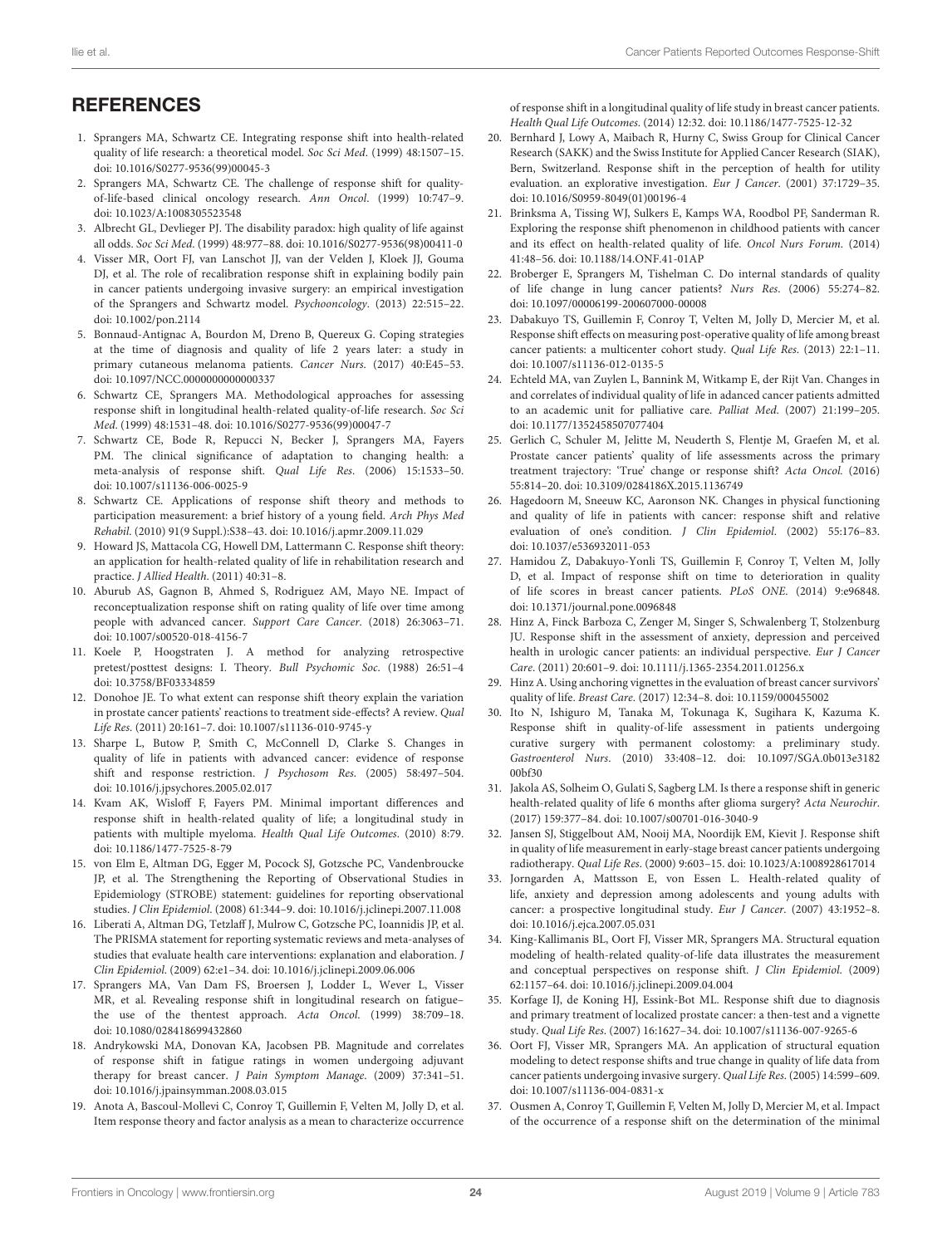## REFERENCES

1. Sprangers MA, Schwartz CE. Integrating response shift into health-related quality of life research: a theoretical model. *Soc Sci Med*. (1999) 48:1507–15. doi: 10.1016/S0277-9536(99)00045-3
2. Sprangers MA, Schwartz CE. The challenge of response shift for quality-of-life-based clinical oncology research. *Ann Oncol*. (1999) 10:747–9. doi: 10.1023/A:1008305523548
3. Albrecht GL, Devlieger PJ. The disability paradox: high quality of life against all odds. *Soc Sci Med*. (1999) 48:977–88. doi: 10.1016/S0277-9536(98)00411-0
4. Visser MR, Oort FJ, van Lanschot JJ, van der Velden J, Kloek JJ, Gouma DJ, et al. The role of recalibration response shift in explaining bodily pain in cancer patients undergoing invasive surgery: an empirical investigation of the Sprangers and Schwartz model. *Psychooncology*. (2013) 22:515–22. doi: 10.1002/pon.2114
5. Bonnaud-Antignac A, Bourdon M, Dreno B, Quereux G. Coping strategies at the time of diagnosis and quality of life 2 years later: a study in primary cutaneous melanoma patients. *Cancer Nurs*. (2017) 40:E45–53. doi: 10.1097/NCC.0000000000000337
6. Schwartz CE, Sprangers MA. Methodological approaches for assessing response shift in longitudinal health-related quality-of-life research. *Soc Sci Med*. (1999) 48:1531–48. doi: 10.1016/S0277-9536(99)00047-7
7. Schwartz CE, Bode R, Repucci N, Becker J, Sprangers MA, Fayers PM. The clinical significance of adaptation to changing health: a meta-analysis of response shift. *Qual Life Res*. (2006) 15:1533–50. doi: 10.1007/s11136-006-0025-9
8. Schwartz CE. Applications of response shift theory and methods to participation measurement: a brief history of a young field. *Arch Phys Med Rehabil*. (2010) 91(9 Suppl.):S38–43. doi: 10.1016/j.apmr.2009.11.029
9. Howard JS, Mattacola CG, Howell DM, Lattermann C. Response shift theory: an application for health-related quality of life in rehabilitation research and practice. *J Allied Health*. (2011) 40:31–8.
10. Aburub AS, Gagnon B, Ahmed S, Rodriguez AM, Mayo NE. Impact of reconceptualization response shift on rating quality of life over time among people with advanced cancer. *Support Care Cancer*. (2018) 26:3063–71. doi: 10.1007/s00520-018-4156-7
11. Koele P, Hoogstraten J. A method for analyzing retrospective pretest/posttest designs: I. Theory. *Bull Psychomic Soc*. (1988) 26:51–4 doi: 10.3758/BF03334859
12. Donohoe JE. To what extent can response shift theory explain the variation in prostate cancer patients' reactions to treatment side-effects? A review. *Qual Life Res*. (2011) 20:161–7. doi: 10.1007/s11136-010-9745-y
13. Sharpe L, Butow P, Smith C, McConnell D, Clarke S. Changes in quality of life in patients with advanced cancer: evidence of response shift and response restriction. *J Psychosom Res*. (2005) 58:497–504. doi: 10.1016/j.jpsychores.2005.02.017
14. Kvam AK, Wisloff F, Fayers PM. Minimal important differences and response shift in health-related quality of life; a longitudinal study in patients with multiple myeloma. *Health Qual Life Outcomes*. (2010) 8:79. doi: 10.1186/1477-7525-8-79
15. von Elm E, Altman DG, Egger M, Pocock SJ, Gotzsche PC, Vandenbroucke JP, et al. The Strengthening the Reporting of Observational Studies in Epidemiology (STROBE) statement: guidelines for reporting observational studies. *J Clin Epidemiol*. (2008) 61:344–9. doi: 10.1016/j.jclinepi.2007.11.008
16. Liberati A, Altman DG, Tetzlaff J, Mulrow C, Gotzsche PC, Ioannidis JP, et al. The PRISMA statement for reporting systematic reviews and meta-analyses of studies that evaluate health care interventions: explanation and elaboration. *J Clin Epidemiol*. (2009) 62:e1–34. doi: 10.1016/j.jclinepi.2009.06.006
17. Sprangers MA, Van Dam FS, Broersen J, Lodder L, Wever L, Visser MR, et al. Revealing response shift in longitudinal research on fatigue–the use of the thentest approach. *Acta Oncol*. (1999) 38:709–18. doi: 10.1080/028418699432860
18. Andrykowski MA, Donovan KA, Jacobsen PB. Magnitude and correlates of response shift in fatigue ratings in women undergoing adjuvant therapy for breast cancer. *J Pain Symptom Manage*. (2009) 37:341–51. doi: 10.1016/j.jpainsymman.2008.03.015
19. Anota A, Bascoul-Mollevi C, Conroy T, Guillemin F, Velten M, Jolly D, et al. Item response theory and factor analysis as a mean to characterize occurrence of response shift in a longitudinal quality of life study in breast cancer patients. *Health Qual Life Outcomes*. (2014) 12:32. doi: 10.1186/1477-7525-12-32
20. Bernhard J, Lowy A, Maibach R, Hurny C, Swiss Group for Clinical Cancer Research (SAKK) and the Swiss Institute for Applied Cancer Research (SIAK), Bern, Switzerland. Response shift in the perception of health for utility evaluation. an explorative investigation. *Eur J Cancer*. (2001) 37:1729–35. doi: 10.1016/S0959-8049(01)00196-4
21. Brinksma A, Tissing WJ, Sulkers E, Kamps WA, Roodbol PF, Sanderman R. Exploring the response shift phenomenon in childhood patients with cancer and its effect on health-related quality of life. *Oncol Nurs Forum*. (2014) 41:48–56. doi: 10.1188/14.ONF.41-01AP
22. Broberger E, Sprangers M, Tishelman C. Do internal standards of quality of life change in lung cancer patients? *Nurs Res*. (2006) 55:274–82. doi: 10.1097/00006199-200607000-00008
23. Dabakuyo TS, Guillemin F, Conroy T, Velten M, Jolly D, Mercier M, et al. Response shift effects on measuring post-operative quality of life among breast cancer patients: a multicenter cohort study. *Qual Life Res*. (2013) 22:1–11. doi: 10.1007/s11136-012-0135-5
24. Echteld MA, van Zuylen L, Bannink M, Witkamp E, der Rijt Van. Changes in and correlates of individual quality of life in adanced cancer patients admitted to an academic unit for palliative care. *Palliat Med*. (2007) 21:199–205. doi: 10.1177/1352458507077404
25. Gerlich C, Schuler M, Jelitte M, Neuderth S, Flentje M, Graefen M, et al. Prostate cancer patients' quality of life assessments across the primary treatment trajectory: 'True' change or response shift? *Acta Oncol*. (2016) 55:814–20. doi: 10.3109/0284186X.2015.1136749
26. Hagedoorn M, Sneeuw KC, Aaronson NK. Changes in physical functioning and quality of life in patients with cancer: response shift and relative evaluation of one's condition. *J Clin Epidemiol*. (2002) 55:176–83. doi: 10.1037/e536932011-053
27. Hamidou Z, Dabakuyo-Yonli TS, Guillemin F, Conroy T, Velten M, Jolly D, et al. Impact of response shift on time to deterioration in quality of life scores in breast cancer patients. *PLoS ONE*. (2014) 9:e96848. doi: 10.1371/journal.pone.0096848
28. Hinz A, Finck Barboza C, Zenger M, Singer S, Schwalenberg T, Stolzenburg JU. Response shift in the assessment of anxiety, depression and perceived health in urologic cancer patients: an individual perspective. *Eur J Cancer Care*. (2011) 20:601–9. doi: 10.1111/j.1365-2354.2011.01256.x
29. Hinz A. Using anchoring vignettes in the evaluation of breast cancer survivors' quality of life. *Breast Care*. (2017) 12:34–8. doi: 10.1159/000455002
30. Ito N, Ishiguro M, Tanaka M, Tokunaga K, Sugihara K, Kazuma K. Response shift in quality-of-life assessment in patients undergoing curative surgery with permanent colostomy: a preliminary study. *Gastroenterol Nurs*. (2010) 33:408–12. doi: 10.1097/SGA.0b013e318200bf30
31. Jakola AS, Solheim O, Gulati S, Sagberg LM. Is there a response shift in generic health-related quality of life 6 months after glioma surgery? *Acta Neurochir*. (2017) 159:377–84. doi: 10.1007/s00701-016-3040-9
32. Jansen SJ, Stiggelbout AM, Nooij MA, Noordijk EM, Kievit J. Response shift in quality of life measurement in early-stage breast cancer patients undergoing radiotherapy. *Qual Life Res*. (2000) 9:603–15. doi: 10.1023/A:1008928617014
33. Jorngarden A, Mattsson E, von Essen L. Health-related quality of life, anxiety and depression among adolescents and young adults with cancer: a prospective longitudinal study. *Eur J Cancer*. (2007) 43:1952–8. doi: 10.1016/j.ejca.2007.05.031
34. King-Kallimanis BL, Oort FJ, Visser MR, Sprangers MA. Structural equation modeling of health-related quality-of-life data illustrates the measurement and conceptual perspectives on response shift. *J Clin Epidemiol*. (2009) 62:1157–64. doi: 10.1016/j.jclinepi.2009.04.004
35. Korfage IJ, de Koning HJ, Essink-Bot ML. Response shift due to diagnosis and primary treatment of localized prostate cancer: a then-test and a vignette study. *Qual Life Res*. (2007) 16:1627–34. doi: 10.1007/s11136-007-9265-6
36. Oort FJ, Visser MR, Sprangers MA. An application of structural equation modeling to detect response shifts and true change in quality of life data from cancer patients undergoing invasive surgery. *Qual Life Res*. (2005) 14:599–609. doi: 10.1007/s11136-004-0831-x
37. Ousmen A, Conroy T, Guillemin F, Velten M, Jolly D, Mercier M, et al. Impact of the occurrence of a response shift on the determination of the minimal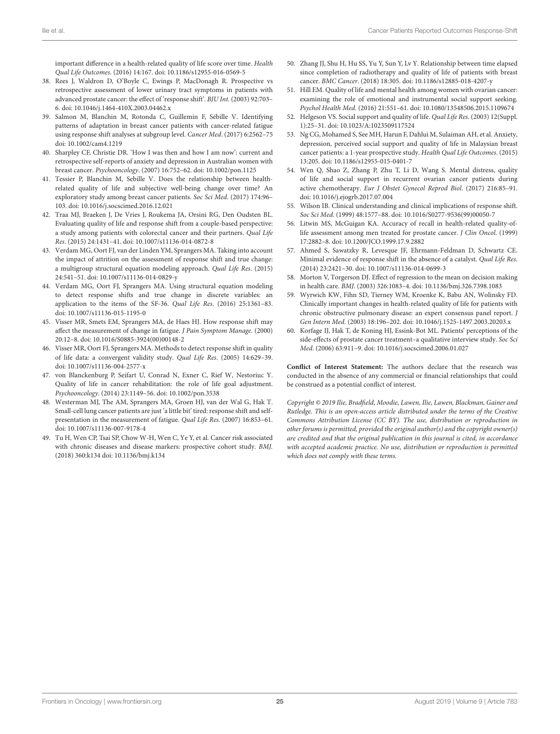important difference in a health-related quality of life score over time. *Health Qual Life Outcomes*. (2016) 14:167. doi: 10.1186/s12955-016-0569-5

38. Rees J, Waldron D, O'Boyle C, Ewings P, MacDonagh R. Prospective vs retrospective assessment of lower urinary tract symptoms in patients with advanced prostate cancer: the effect of 'response shift'. *BJU Int*. (2003) 92:703–6. doi: 10.1046/j.1464-410X.2003.04462.x
39. Salmon M, Blanchin M, Rotonda C, Guillemin F, Sébille V. Identifying patterns of adaptation in breast cancer patients with cancer-related fatigue using response shift analyses at subgroup level. *Cancer Med*. (2017) 6:2562–75 doi: 10.1002/cam4.1219
40. Sharpley CF, Christie DR. 'How I was then and how I am now': current and retrospective self-reports of anxiety and depression in Australian women with breast cancer. *Psychooncology*. (2007) 16:752–62. doi: 10.1002/pon.1125
41. Tessier P, Blanchin M, Sebille V. Does the relationship between health-related quality of life and subjective well-being change over time? An exploratory study among breast cancer patients. *Soc Sci Med*. (2017) 174:96–103. doi: 10.1016/j.socscimed.2016.12.021
42. Traa MJ, Braeken J, De Vries J, Roukema JA, Orsini RG, Den Oudsten BL. Evaluating quality of life and response shift from a couple-based perspective: a study among patients with colorectal cancer and their partners. *Qual Life Res*. (2015) 24:1431–41. doi: 10.1007/s11136-014-0872-8
43. Verdam MG, Oort FJ, van der Linden YM, Sprangers MA. Taking into account the impact of attrition on the assessment of response shift and true change: a multigroup structural equation modeling approach. *Qual Life Res*. (2015) 24:541–51. doi: 10.1007/s11136-014-0829-y
44. Verdam MG, Oort FJ, Sprangers MA. Using structural equation modeling to detect response shifts and true change in discrete variables: an application to the items of the SF-36. *Qual Life Res*. (2016) 25:1361–83. doi: 10.1007/s11136-015-1195-0
45. Visser MR, Smets EM, Sprangers MA, de Haes HJ. How response shift may affect the measurement of change in fatigue. *J Pain Symptom Manage*. (2000) 20:12–8. doi: 10.1016/S0885-3924(00)00148-2
46. Visser MR, Oort FJ, Sprangers MA. Methods to detect response shift in quality of life data: a convergent validity study. *Qual Life Res*. (2005) 14:629–39. doi: 10.1007/s11136-004-2577-x
47. von Blanckenburg P, Seifart U, Conrad N, Exner C, Rief W, Nestoriuc Y. Quality of life in cancer rehabilitation: the role of life goal adjustment. *Psychooncology*. (2014) 23:1149–56. doi: 10.1002/pon.3538
48. Westerman MJ, The AM, Sprangers MA, Groen HJ, van der Wal G, Hak T. Small-cell lung cancer patients are just 'a little bit' tired: response shift and self-presentation in the measurement of fatigue. *Qual Life Res*. (2007) 16:853–61. doi: 10.1007/s11136-007-9178-4
49. Tu H, Wen CP, Tsai SP, Chow W-H, Wen C, Ye Y, et al. Cancer risk associated with chronic diseases and disease markers: prospective cohort study. *BMJ*. (2018) 360:k134 doi: 10.1136/bmj.k134
50. Zhang JJ, Shu H, Hu SS, Yu Y, Sun Y, Lv Y. Relationship between time elapsed since completion of radiotherapy and quality of life of patients with breast cancer. *BMC Cancer*. (2018) 18:305. doi: 10.1186/s12885-018-4207-y
51. Hill EM. Quality of life and mental health among women with ovarian cancer: examining the role of emotional and instrumental social support seeking. *Psychol Health Med*. (2016) 21:551–61. doi: 10.1080/13548506.2015.1109674
52. Helgeson VS. Social support and quality of life. *Qual Life Res*. (2003) 12(Suppl. 1):25–31. doi: 10.1023/A:1023509117524
53. Ng CG, Mohamed S, See MH, Harun F, Dahlui M, Sulaiman AH, et al. Anxiety, depression, perceived social support and quality of life in Malaysian breast cancer patients: a 1-year prospective study. *Health Qual Life Outcomes*. (2015) 13:205. doi: 10.1186/s12955-015-0401-7
54. Wen Q, Shao Z, Zhang P, Zhu T, Li D, Wang S. Mental distress, quality of life and social support in recurrent ovarian cancer patients during active chemotherapy. *Eur J Obstet Gynecol Reprod Biol*. (2017) 216:85–91. doi: 10.1016/j.ejogrb.2017.07.004
55. Wilson IB. Clinical understanding and clinical implications of response shift. *Soc Sci Med*. (1999) 48:1577–88. doi: 10.1016/S0277-9536(99)00050-7
56. Litwin MS, McGuigan KA. Accuracy of recall in health-related quality-of-life assessment among men treated for prostate cancer. *J Clin Oncol*. (1999) 17:2882–8. doi: 10.1200/JCO.1999.17.9.2882
57. Ahmed S, Sawatzky R, Levesque JF, Ehrmann-Feldman D, Schwartz CE. Minimal evidence of response shift in the absence of a catalyst. *Qual Life Res*. (2014) 23:2421–30. doi: 10.1007/s11136-014-0699-3
58. Morton V, Torgerson DJ. Effect of regression to the mean on decision making in health care. *BMJ*. (2003) 326:1083–4. doi: 10.1136/bmj.326.7398.1083
59. Wyrwich KW, Fihn SD, Tierney WM, Kroenke K, Babu AN, Wolinsky FD. Clinically important changes in health-related quality of life for patients with chronic obstructive pulmonary disease: an expert consensus panel report. *J Gen Intern Med*. (2003) 18:196–202. doi: 10.1046/j.1525-1497.2003.20203.x
60. Korfage IJ, Hak T, de Koning HJ, Essink-Bot ML. Patients' perceptions of the side-effects of prostate cancer treatment–a qualitative interview study. *Soc Sci Med*. (2006) 63:911–9. doi: 10.1016/j.socscimed.2006.01.027

**Conflict of Interest Statement:** The authors declare that the research was conducted in the absence of any commercial or financial relationships that could be construed as a potential conflict of interest.

*Copyright © 2019 Ilie, Bradfield, Moodie, Lawen, Ilie, Lawen, Blackman, Gainer and Rutledge. This is an open-access article distributed under the terms of the Creative Commons Attribution License (CC BY). The use, distribution or reproduction in other forums is permitted, provided the original author(s) and the copyright owner(s) are credited and that the original publication in this journal is cited, in accordance with accepted academic practice. No use, distribution or reproduction is permitted which does not comply with these terms.*